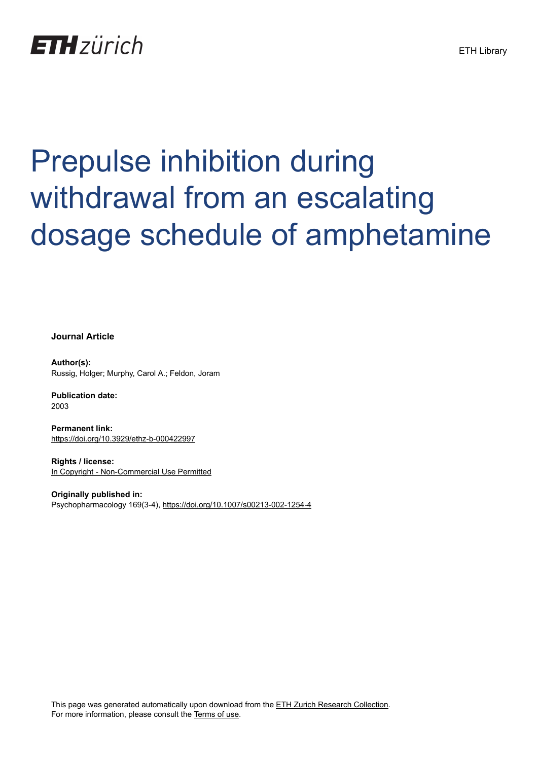# Prepulse inhibition during withdrawal from an escalating dosage schedule of amphetamine

**Journal Article**

**Author(s):**
Russig, Holger; Murphy, Carol A.; Feldon, Joram

**Publication date:**
2003

**Permanent link:**
https://doi.org/10.3929/ethz-b-000422997

**Rights / license:**
In Copyright - Non-Commercial Use Permitted

**Originally published in:**
Psychopharmacology 169(3-4), https://doi.org/10.1007/s00213-002-1254-4

This page was generated automatically upon download from the ETH Zurich Research Collection.
For more information, please consult the Terms of use.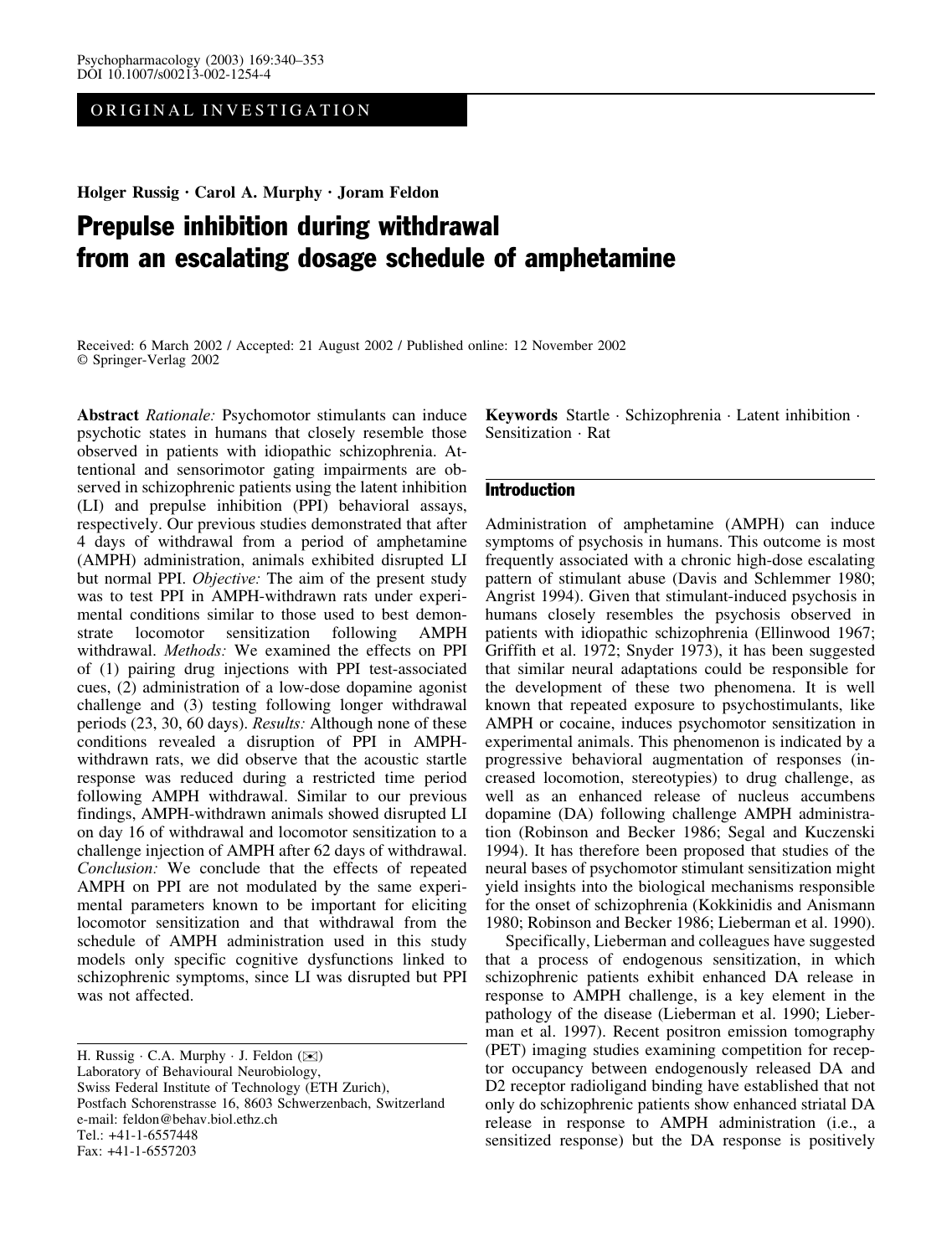Holger Russig · Carol A. Murphy · Joram Feldon

# Prepulse inhibition during withdrawal from an escalating dosage schedule of amphetamine

Received: 6 March 2002 / Accepted: 21 August 2002 / Published online: 12 November 2002
© Springer-Verlag 2002

**Abstract** *Rationale:* Psychomotor stimulants can induce psychotic states in humans that closely resemble those observed in patients with idiopathic schizophrenia. Attentional and sensorimotor gating impairments are observed in schizophrenic patients using the latent inhibition (LI) and prepulse inhibition (PPI) behavioral assays, respectively. Our previous studies demonstrated that after 4 days of withdrawal from a period of amphetamine (AMPH) administration, animals exhibited disrupted LI but normal PPI. *Objective:* The aim of the present study was to test PPI in AMPH-withdrawn rats under experimental conditions similar to those used to best demonstrate locomotor sensitization following AMPH withdrawal. *Methods:* We examined the effects on PPI of (1) pairing drug injections with PPI test-associated cues, (2) administration of a low-dose dopamine agonist challenge and (3) testing following longer withdrawal periods (23, 30, 60 days). *Results:* Although none of these conditions revealed a disruption of PPI in AMPH-withdrawn rats, we did observe that the acoustic startle response was reduced during a restricted time period following AMPH withdrawal. Similar to our previous findings, AMPH-withdrawn animals showed disrupted LI on day 16 of withdrawal and locomotor sensitization to a challenge injection of AMPH after 62 days of withdrawal. *Conclusion:* We conclude that the effects of repeated AMPH on PPI are not modulated by the same experimental parameters known to be important for eliciting locomotor sensitization and that withdrawal from the schedule of AMPH administration used in this study models only specific cognitive dysfunctions linked to schizophrenic symptoms, since LI was disrupted but PPI was not affected.

**Keywords** Startle · Schizophrenia · Latent inhibition · Sensitization · Rat

H. Russig · C.A. Murphy · J. Feldon (✉)
Laboratory of Behavioural Neurobiology,
Swiss Federal Institute of Technology (ETH Zurich),
Postfach Schorenstrasse 16, 8603 Schwerzenbach, Switzerland
e-mail: feldon@behav.biol.ethz.ch
Tel.: +41-1-6557448
Fax: +41-1-6557203

## Introduction

Administration of amphetamine (AMPH) can induce symptoms of psychosis in humans. This outcome is most frequently associated with a chronic high-dose escalating pattern of stimulant abuse (Davis and Schlemmer 1980; Angrist 1994). Given that stimulant-induced psychosis in humans closely resembles the psychosis observed in patients with idiopathic schizophrenia (Ellinwood 1967; Griffith et al. 1972; Snyder 1973), it has been suggested that similar neural adaptations could be responsible for the development of these two phenomena. It is well known that repeated exposure to psychostimulants, like AMPH or cocaine, induces psychomotor sensitization in experimental animals. This phenomenon is indicated by a progressive behavioral augmentation of responses (increased locomotion, stereotypies) to drug challenge, as well as an enhanced release of nucleus accumbens dopamine (DA) following challenge AMPH administration (Robinson and Becker 1986; Segal and Kuczenski 1994). It has therefore been proposed that studies of the neural bases of psychomotor stimulant sensitization might yield insights into the biological mechanisms responsible for the onset of schizophrenia (Kokkinidis and Anismann 1980; Robinson and Becker 1986; Lieberman et al. 1990).

Specifically, Lieberman and colleagues have suggested that a process of endogenous sensitization, in which schizophrenic patients exhibit enhanced DA release in response to AMPH challenge, is a key element in the pathology of the disease (Lieberman et al. 1990; Lieberman et al. 1997). Recent positron emission tomography (PET) imaging studies examining competition for receptor occupancy between endogenously released DA and D2 receptor radioligand binding have established that not only do schizophrenic patients show enhanced striatal DA release in response to AMPH administration (i.e., a sensitized response) but the DA response is positively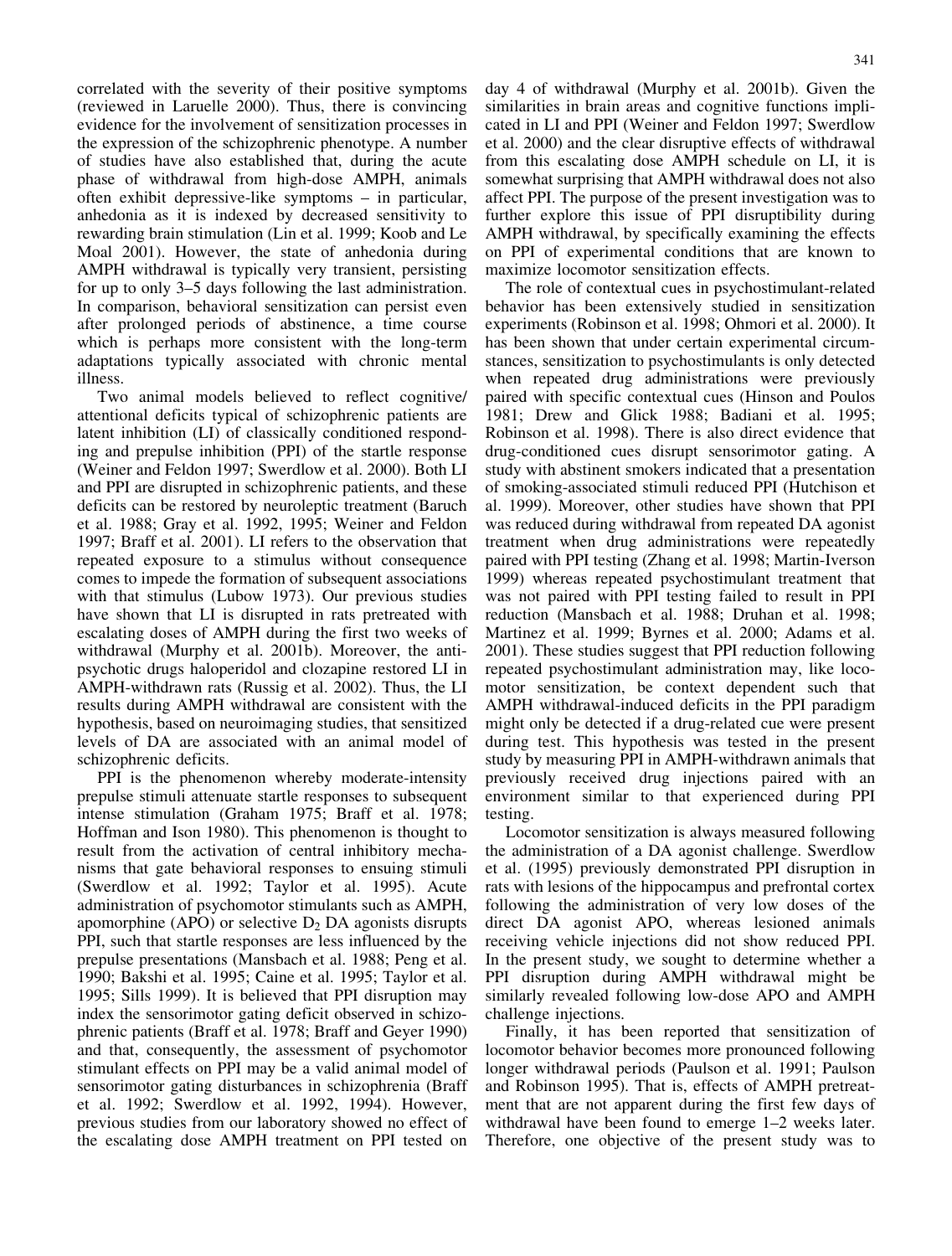correlated with the severity of their positive symptoms (reviewed in Laruelle 2000). Thus, there is convincing evidence for the involvement of sensitization processes in the expression of the schizophrenic phenotype. A number of studies have also established that, during the acute phase of withdrawal from high-dose AMPH, animals often exhibit depressive-like symptoms – in particular, anhedonia as it is indexed by decreased sensitivity to rewarding brain stimulation (Lin et al. 1999; Koob and Le Moal 2001). However, the state of anhedonia during AMPH withdrawal is typically very transient, persisting for up to only 3–5 days following the last administration. In comparison, behavioral sensitization can persist even after prolonged periods of abstinence, a time course which is perhaps more consistent with the long-term adaptations typically associated with chronic mental illness.

Two animal models believed to reflect cognitive/attentional deficits typical of schizophrenic patients are latent inhibition (LI) of classically conditioned responding and prepulse inhibition (PPI) of the startle response (Weiner and Feldon 1997; Swerdlow et al. 2000). Both LI and PPI are disrupted in schizophrenic patients, and these deficits can be restored by neuroleptic treatment (Baruch et al. 1988; Gray et al. 1992, 1995; Weiner and Feldon 1997; Braff et al. 2001). LI refers to the observation that repeated exposure to a stimulus without consequence comes to impede the formation of subsequent associations with that stimulus (Lubow 1973). Our previous studies have shown that LI is disrupted in rats pretreated with escalating doses of AMPH during the first two weeks of withdrawal (Murphy et al. 2001b). Moreover, the antipsychotic drugs haloperidol and clozapine restored LI in AMPH-withdrawn rats (Russig et al. 2002). Thus, the LI results during AMPH withdrawal are consistent with the hypothesis, based on neuroimaging studies, that sensitized levels of DA are associated with an animal model of schizophrenic deficits.

PPI is the phenomenon whereby moderate-intensity prepulse stimuli attenuate startle responses to subsequent intense stimulation (Graham 1975; Braff et al. 1978; Hoffman and Ison 1980). This phenomenon is thought to result from the activation of central inhibitory mechanisms that gate behavioral responses to ensuing stimuli (Swerdlow et al. 1992; Taylor et al. 1995). Acute administration of psychomotor stimulants such as AMPH, apomorphine (APO) or selective $D_2$ DA agonists disrupts PPI, such that startle responses are less influenced by the prepulse presentations (Mansbach et al. 1988; Peng et al. 1990; Bakshi et al. 1995; Caine et al. 1995; Taylor et al. 1995; Sills 1999). It is believed that PPI disruption may index the sensorimotor gating deficit observed in schizophrenic patients (Braff et al. 1978; Braff and Geyer 1990) and that, consequently, the assessment of psychomotor stimulant effects on PPI may be a valid animal model of sensorimotor gating disturbances in schizophrenia (Braff et al. 1992; Swerdlow et al. 1992, 1994). However, previous studies from our laboratory showed no effect of the escalating dose AMPH treatment on PPI tested on day 4 of withdrawal (Murphy et al. 2001b). Given the similarities in brain areas and cognitive functions implicated in LI and PPI (Weiner and Feldon 1997; Swerdlow et al. 2000) and the clear disruptive effects of withdrawal from this escalating dose AMPH schedule on LI, it is somewhat surprising that AMPH withdrawal does not also affect PPI. The purpose of the present investigation was to further explore this issue of PPI disruptibility during AMPH withdrawal, by specifically examining the effects on PPI of experimental conditions that are known to maximize locomotor sensitization effects.

The role of contextual cues in psychostimulant-related behavior has been extensively studied in sensitization experiments (Robinson et al. 1998; Ohmori et al. 2000). It has been shown that under certain experimental circumstances, sensitization to psychostimulants is only detected when repeated drug administrations were previously paired with specific contextual cues (Hinson and Poulos 1981; Drew and Glick 1988; Badiani et al. 1995; Robinson et al. 1998). There is also direct evidence that drug-conditioned cues disrupt sensorimotor gating. A study with abstinent smokers indicated that a presentation of smoking-associated stimuli reduced PPI (Hutchison et al. 1999). Moreover, other studies have shown that PPI was reduced during withdrawal from repeated DA agonist treatment when drug administrations were repeatedly paired with PPI testing (Zhang et al. 1998; Martin-Iverson 1999) whereas repeated psychostimulant treatment that was not paired with PPI testing failed to result in PPI reduction (Mansbach et al. 1988; Druhan et al. 1998; Martinez et al. 1999; Byrnes et al. 2000; Adams et al. 2001). These studies suggest that PPI reduction following repeated psychostimulant administration may, like locomotor sensitization, be context dependent such that AMPH withdrawal-induced deficits in the PPI paradigm might only be detected if a drug-related cue were present during test. This hypothesis was tested in the present study by measuring PPI in AMPH-withdrawn animals that previously received drug injections paired with an environment similar to that experienced during PPI testing.

Locomotor sensitization is always measured following the administration of a DA agonist challenge. Swerdlow et al. (1995) previously demonstrated PPI disruption in rats with lesions of the hippocampus and prefrontal cortex following the administration of very low doses of the direct DA agonist APO, whereas lesioned animals receiving vehicle injections did not show reduced PPI. In the present study, we sought to determine whether a PPI disruption during AMPH withdrawal might be similarly revealed following low-dose APO and AMPH challenge injections.

Finally, it has been reported that sensitization of locomotor behavior becomes more pronounced following longer withdrawal periods (Paulson et al. 1991; Paulson and Robinson 1995). That is, effects of AMPH pretreatment that are not apparent during the first few days of withdrawal have been found to emerge 1–2 weeks later. Therefore, one objective of the present study was to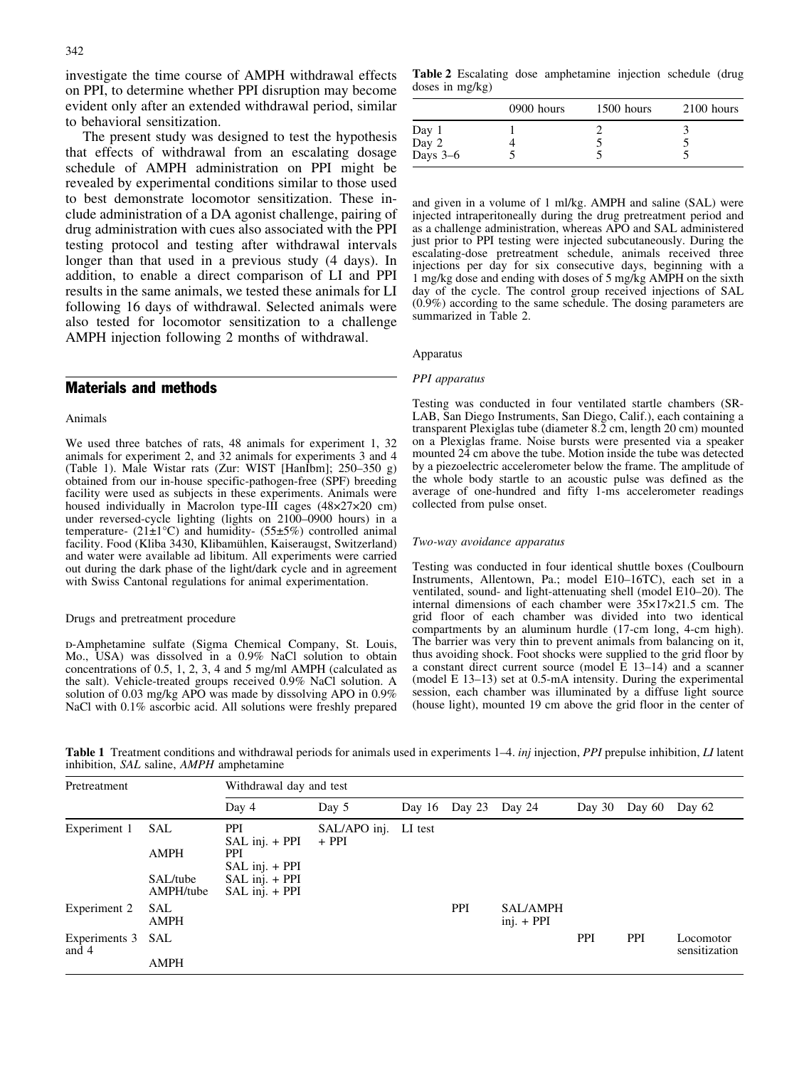investigate the time course of AMPH withdrawal effects on PPI, to determine whether PPI disruption may become evident only after an extended withdrawal period, similar to behavioral sensitization.

The present study was designed to test the hypothesis that effects of withdrawal from an escalating dosage schedule of AMPH administration on PPI might be revealed by experimental conditions similar to those used to best demonstrate locomotor sensitization. These include administration of a DA agonist challenge, pairing of drug administration with cues also associated with the PPI testing protocol and testing after withdrawal intervals longer than that used in a previous study (4 days). In addition, to enable a direct comparison of LI and PPI results in the same animals, we tested these animals for LI following 16 days of withdrawal. Selected animals were also tested for locomotor sensitization to a challenge AMPH injection following 2 months of withdrawal.

## Materials and methods

### Animals

We used three batches of rats, 48 animals for experiment 1, 32 animals for experiment 2, and 32 animals for experiments 3 and 4 (Table 1). Male Wistar rats (Zur: WIST [HanIbm]; 250–350 g) obtained from our in-house specific-pathogen-free (SPF) breeding facility were used as subjects in these experiments. Animals were housed individually in Macrolon type-III cages (48×27×20 cm) under reversed-cycle lighting (lights on 2100–0900 hours) in a temperature- (21±1°C) and humidity- (55±5%) controlled animal facility. Food (Kliba 3430, Klibamühlen, Kaiseraugst, Switzerland) and water were available ad libitum. All experiments were carried out during the dark phase of the light/dark cycle and in agreement with Swiss Cantonal regulations for animal experimentation.

### Drugs and pretreatment procedure

D-Amphetamine sulfate (Sigma Chemical Company, St. Louis, Mo., USA) was dissolved in a 0.9% NaCl solution to obtain concentrations of 0.5, 1, 2, 3, 4 and 5 mg/ml AMPH (calculated as the salt). Vehicle-treated groups received 0.9% NaCl solution. A solution of 0.03 mg/kg APO was made by dissolving APO in 0.9% NaCl with 0.1% ascorbic acid. All solutions were freshly prepared and given in a volume of 1 ml/kg. AMPH and saline (SAL) were injected intraperitoneally during the drug pretreatment period and as a challenge administration, whereas APO and SAL administered just prior to PPI testing were injected subcutaneously. During the escalating-dose pretreatment schedule, animals received three injections per day for six consecutive days, beginning with a 1 mg/kg dose and ending with doses of 5 mg/kg AMPH on the sixth day of the cycle. The control group received injections of SAL (0.9%) according to the same schedule. The dosing parameters are summarized in Table 2.

**Table 2** Escalating dose amphetamine injection schedule (drug doses in mg/kg)

| | 0900 hours | 1500 hours | 2100 hours |
|---|---|---|---|
| Day 1 | 1 | 2 | 3 |
| Day 2 | 4 | 5 | 5 |
| Days 3–6 | 5 | 5 | 5 |

### Apparatus

#### *PPI apparatus*

Testing was conducted in four ventilated startle chambers (SR-LAB, San Diego Instruments, San Diego, Calif.), each containing a transparent Plexiglas tube (diameter 8.2 cm, length 20 cm) mounted on a Plexiglas frame. Noise bursts were presented via a speaker mounted 24 cm above the tube. Motion inside the tube was detected by a piezoelectric accelerometer below the frame. The amplitude of the whole body startle to an acoustic pulse was defined as the average of one-hundred and fifty 1-ms accelerometer readings collected from pulse onset.

#### *Two-way avoidance apparatus*

Testing was conducted in four identical shuttle boxes (Coulbourn Instruments, Allentown, Pa.; model E10–16TC), each set in a ventilated, sound- and light-attenuating shell (model E10–20). The internal dimensions of each chamber were 35×17×21.5 cm. The grid floor of each chamber was divided into two identical compartments by an aluminum hurdle (17-cm long, 4-cm high). The barrier was very thin to prevent animals from balancing on it, thus avoiding shock. Foot shocks were supplied to the grid floor by a constant direct current source (model E 13–14) and a scanner (model E 13–13) set at 0.5-mA intensity. During the experimental session, each chamber was illuminated by a diffuse light source (house light), mounted 19 cm above the grid floor in the center of

**Table 1** Treatment conditions and withdrawal periods for animals used in experiments 1–4. *inj* injection, *PPI* prepulse inhibition, *LI* latent inhibition, *SAL* saline, *AMPH* amphetamine

| Pretreatment | | Withdrawal day and test | | | | | | | |
|---|---|---|---|---|---|---|---|---|---|
| | | Day 4 | Day 5 | Day 16 | Day 23 | Day 24 | Day 30 | Day 60 | Day 62 |
| Experiment 1 | SAL | PPI<br>SAL inj. + PPI | SAL/APO inj. + PPI | LI test | | | | | |
| | AMPH | PPI<br>SAL inj. + PPI | | | | | | | |
| | SAL/tube | SAL inj. + PPI | | | | | | | |
| | AMPH/tube | SAL inj. + PPI | | | | | | | |
| Experiment 2 | SAL | | | | PPI | SAL/AMPH inj. + PPI | | | |
| | AMPH | | | | | | | | |
| Experiments 3 and 4 | SAL | | | | | | PPI | PPI | Locomotor sensitization |
| | AMPH | | | | | | | | |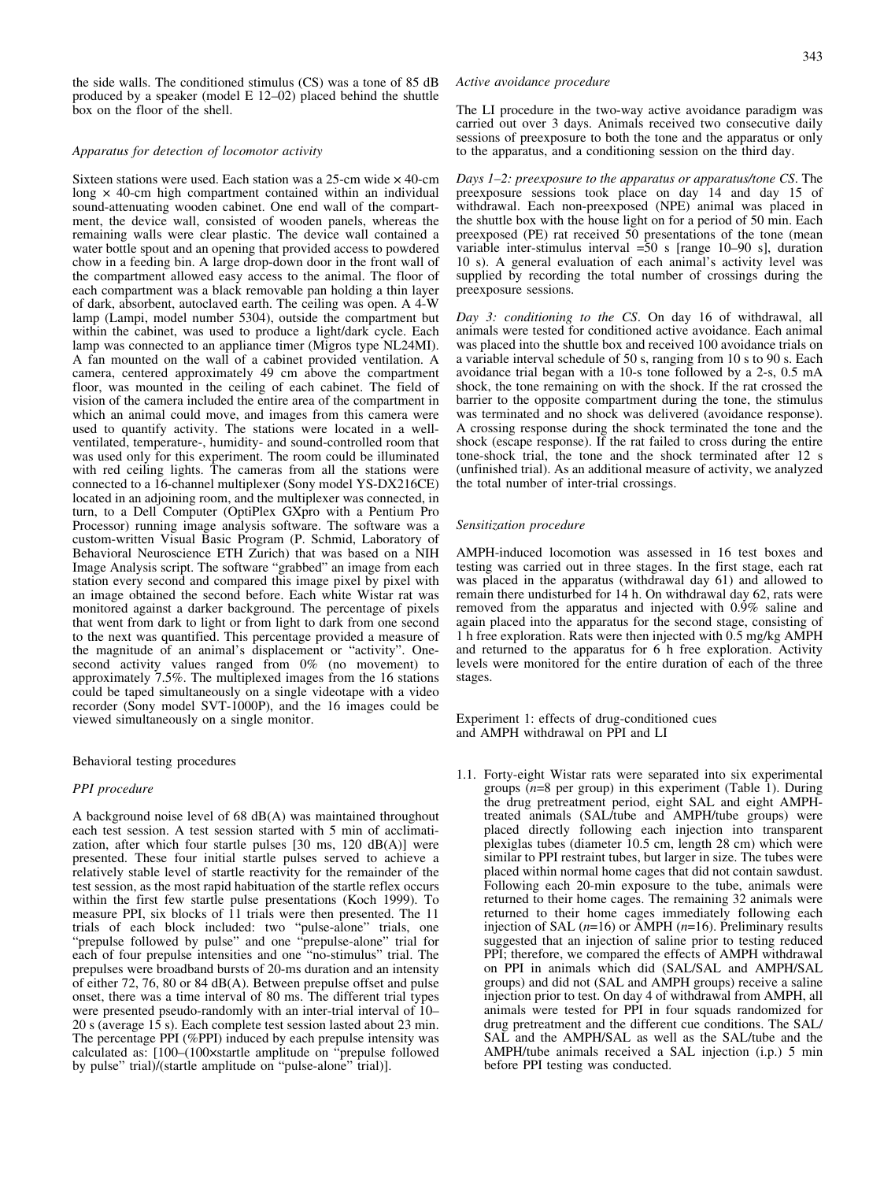the side walls. The conditioned stimulus (CS) was a tone of 85 dB produced by a speaker (model E 12–02) placed behind the shuttle box on the floor of the shell.

*Apparatus for detection of locomotor activity*

Sixteen stations were used. Each station was a 25-cm wide × 40-cm long × 40-cm high compartment contained within an individual sound-attenuating wooden cabinet. One end wall of the compartment, the device wall, consisted of wooden panels, whereas the remaining walls were clear plastic. The device wall contained a water bottle spout and an opening that provided access to powdered chow in a feeding bin. A large drop-down door in the front wall of the compartment allowed easy access to the animal. The floor of each compartment was a black removable pan holding a thin layer of dark, absorbent, autoclaved earth. The ceiling was open. A 4-W lamp (Lampi, model number 5304), outside the compartment but within the cabinet, was used to produce a light/dark cycle. Each lamp was connected to an appliance timer (Migros type NL24MI). A fan mounted on the wall of a cabinet provided ventilation. A camera, centered approximately 49 cm above the compartment floor, was mounted in the ceiling of each cabinet. The field of vision of the camera included the entire area of the compartment in which an animal could move, and images from this camera were used to quantify activity. The stations were located in a well-ventilated, temperature-, humidity- and sound-controlled room that was used only for this experiment. The room could be illuminated with red ceiling lights. The cameras from all the stations were connected to a 16-channel multiplexer (Sony model YS-DX216CE) located in an adjoining room, and the multiplexer was connected, in turn, to a Dell Computer (OptiPlex GXpro with a Pentium Pro Processor) running image analysis software. The software was a custom-written Visual Basic Program (P. Schmid, Laboratory of Behavioral Neuroscience ETH Zurich) that was based on a NIH Image Analysis script. The software "grabbed" an image from each station every second and compared this image pixel by pixel with an image obtained the second before. Each white Wistar rat was monitored against a darker background. The percentage of pixels that went from dark to light or from light to dark from one second to the next was quantified. This percentage provided a measure of the magnitude of an animal's displacement or "activity". One-second activity values ranged from 0% (no movement) to approximately 7.5%. The multiplexed images from the 16 stations could be taped simultaneously on a single videotape with a video recorder (Sony model SVT-1000P), and the 16 images could be viewed simultaneously on a single monitor.

## Behavioral testing procedures

*PPI procedure*

A background noise level of 68 dB(A) was maintained throughout each test session. A test session started with 5 min of acclimatization, after which four startle pulses [30 ms, 120 dB(A)] were presented. These four initial startle pulses served to achieve a relatively stable level of startle reactivity for the remainder of the test session, as the most rapid habituation of the startle reflex occurs within the first few startle pulse presentations (Koch 1999). To measure PPI, six blocks of 11 trials were then presented. The 11 trials of each block included: two "pulse-alone" trials, one "prepulse followed by pulse" and one "prepulse-alone" trial for each of four prepulse intensities and one "no-stimulus" trial. The prepulses were broadband bursts of 20-ms duration and an intensity of either 72, 76, 80 or 84 dB(A). Between prepulse offset and pulse onset, there was a time interval of 80 ms. The different trial types were presented pseudo-randomly with an inter-trial interval of 10–20 s (average 15 s). Each complete test session lasted about 23 min. The percentage PPI (%PPI) induced by each prepulse intensity was calculated as: [100–(100×startle amplitude on "prepulse followed by pulse" trial)/(startle amplitude on "pulse-alone" trial)].

*Active avoidance procedure*

The LI procedure in the two-way active avoidance paradigm was carried out over 3 days. Animals received two consecutive daily sessions of preexposure to both the tone and the apparatus or only to the apparatus, and a conditioning session on the third day.

*Days 1–2: preexposure to the apparatus or apparatus/tone CS*. The preexposure sessions took place on day 14 and day 15 of withdrawal. Each non-preexposed (NPE) animal was placed in the shuttle box with the house light on for a period of 50 min. Each preexposed (PE) rat received 50 presentations of the tone (mean variable inter-stimulus interval =50 s [range 10–90 s], duration 10 s). A general evaluation of each animal's activity level was supplied by recording the total number of crossings during the preexposure sessions.

*Day 3: conditioning to the CS*. On day 16 of withdrawal, all animals were tested for conditioned active avoidance. Each animal was placed into the shuttle box and received 100 avoidance trials on a variable interval schedule of 50 s, ranging from 10 s to 90 s. Each avoidance trial began with a 10-s tone followed by a 2-s, 0.5 mA shock, the tone remaining on with the shock. If the rat crossed the barrier to the opposite compartment during the tone, the stimulus was terminated and no shock was delivered (avoidance response). A crossing response during the shock terminated the tone and the shock (escape response). If the rat failed to cross during the entire tone-shock trial, the tone and the shock terminated after 12 s (unfinished trial). As an additional measure of activity, we analyzed the total number of inter-trial crossings.

*Sensitization procedure*

AMPH-induced locomotion was assessed in 16 test boxes and testing was carried out in three stages. In the first stage, each rat was placed in the apparatus (withdrawal day 61) and allowed to remain there undisturbed for 14 h. On withdrawal day 62, rats were removed from the apparatus and injected with 0.9% saline and again placed into the apparatus for the second stage, consisting of 1 h free exploration. Rats were then injected with 0.5 mg/kg AMPH and returned to the apparatus for 6 h free exploration. Activity levels were monitored for the entire duration of each of the three stages.

## Experiment 1: effects of drug-conditioned cues and AMPH withdrawal on PPI and LI

1.1. Forty-eight Wistar rats were separated into six experimental groups (*n*=8 per group) in this experiment (Table 1). During the drug pretreatment period, eight SAL and eight AMPH-treated animals (SAL/tube and AMPH/tube groups) were placed directly following each injection into transparent plexiglas tubes (diameter 10.5 cm, length 28 cm) which were similar to PPI restraint tubes, but larger in size. The tubes were placed within normal home cages that did not contain sawdust. Following each 20-min exposure to the tube, animals were returned to their home cages. The remaining 32 animals were returned to their home cages immediately following each injection of SAL (*n*=16) or AMPH (*n*=16). Preliminary results suggested that an injection of saline prior to testing reduced PPI; therefore, we compared the effects of AMPH withdrawal on PPI in animals which did (SAL/SAL and AMPH/SAL groups) and did not (SAL and AMPH groups) receive a saline injection prior to test. On day 4 of withdrawal from AMPH, all animals were tested for PPI in four squads randomized for drug pretreatment and the different cue conditions. The SAL/SAL and the AMPH/SAL as well as the SAL/tube and the AMPH/tube animals received a SAL injection (i.p.) 5 min before PPI testing was conducted.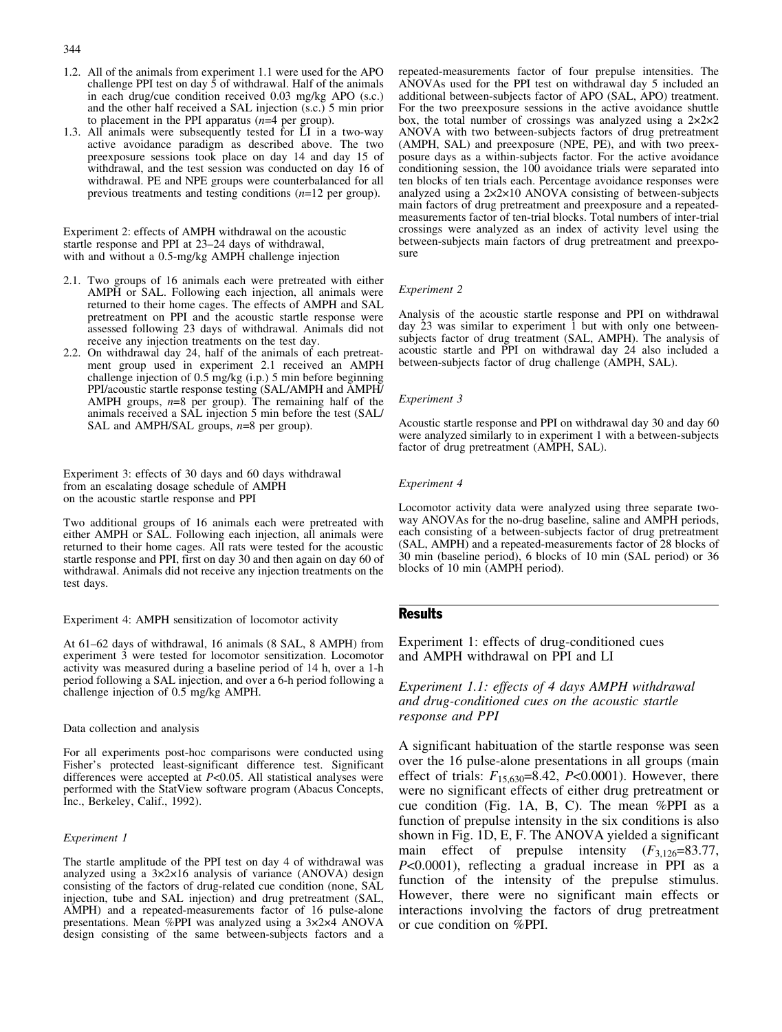1.2. All of the animals from experiment 1.1 were used for the APO challenge PPI test on day 5 of withdrawal. Half of the animals in each drug/cue condition received 0.03 mg/kg APO (s.c.) and the other half received a SAL injection (s.c.) 5 min prior to placement in the PPI apparatus ($n$=4 per group).

1.3. All animals were subsequently tested for LI in a two-way active avoidance paradigm as described above. The two preexposure sessions took place on day 14 and day 15 of withdrawal, and the test session was conducted on day 16 of withdrawal. PE and NPE groups were counterbalanced for all previous treatments and testing conditions ($n$=12 per group).

Experiment 2: effects of AMPH withdrawal on the acoustic startle response and PPI at 23–24 days of withdrawal, with and without a 0.5-mg/kg AMPH challenge injection

2.1. Two groups of 16 animals each were pretreated with either AMPH or SAL. Following each injection, all animals were returned to their home cages. The effects of AMPH and SAL pretreatment on PPI and the acoustic startle response were assessed following 23 days of withdrawal. Animals did not receive any injection treatments on the test day.

2.2. On withdrawal day 24, half of the animals of each pretreatment group used in experiment 2.1 received an AMPH challenge injection of 0.5 mg/kg (i.p.) 5 min before beginning PPI/acoustic startle response testing (SAL/AMPH and AMPH/AMPH groups, $n$=8 per group). The remaining half of the animals received a SAL injection 5 min before the test (SAL/SAL and AMPH/SAL groups, $n$=8 per group).

Experiment 3: effects of 30 days and 60 days withdrawal from an escalating dosage schedule of AMPH on the acoustic startle response and PPI

Two additional groups of 16 animals each were pretreated with either AMPH or SAL. Following each injection, all animals were returned to their home cages. All rats were tested for the acoustic startle response and PPI, first on day 30 and then again on day 60 of withdrawal. Animals did not receive any injection treatments on the test days.

Experiment 4: AMPH sensitization of locomotor activity

At 61–62 days of withdrawal, 16 animals (8 SAL, 8 AMPH) from experiment 3 were tested for locomotor sensitization. Locomotor activity was measured during a baseline period of 14 h, over a 1-h period following a SAL injection, and over a 6-h period following a challenge injection of 0.5 mg/kg AMPH.

Data collection and analysis

For all experiments post-hoc comparisons were conducted using Fisher's protected least-significant difference test. Significant differences were accepted at $P$<0.05. All statistical analyses were performed with the StatView software program (Abacus Concepts, Inc., Berkeley, Calif., 1992).

*Experiment 1*

The startle amplitude of the PPI test on day 4 of withdrawal was analyzed using a 3×2×16 analysis of variance (ANOVA) design consisting of the factors of drug-related cue condition (none, SAL injection, tube and SAL injection) and drug pretreatment (SAL, AMPH) and a repeated-measurements factor of 16 pulse-alone presentations. Mean %PPI was analyzed using a 3×2×4 ANOVA design consisting of the same between-subjects factors and a repeated-measurements factor of four prepulse intensities. The ANOVAs used for the PPI test on withdrawal day 5 included an additional between-subjects factor of APO (SAL, APO) treatment. For the two preexposure sessions in the active avoidance shuttle box, the total number of crossings was analyzed using a 2×2×2 ANOVA with two between-subjects factors of drug pretreatment (AMPH, SAL) and preexposure (NPE, PE), and with two preexposure days as a within-subjects factor. For the active avoidance conditioning session, the 100 avoidance trials were separated into ten blocks of ten trials each. Percentage avoidance responses were analyzed using a 2×2×10 ANOVA consisting of between-subjects main factors of drug pretreatment and preexposure and a repeated-measurements factor of ten-trial blocks. Total numbers of inter-trial crossings were analyzed as an index of activity level using the between-subjects main factors of drug pretreatment and preexposure

*Experiment 2*

Analysis of the acoustic startle response and PPI on withdrawal day 23 was similar to experiment 1 but with only one between-subjects factor of drug treatment (SAL, AMPH). The analysis of acoustic startle and PPI on withdrawal day 24 also included a between-subjects factor of drug challenge (AMPH, SAL).

*Experiment 3*

Acoustic startle response and PPI on withdrawal day 30 and day 60 were analyzed similarly to in experiment 1 with a between-subjects factor of drug pretreatment (AMPH, SAL).

*Experiment 4*

Locomotor activity data were analyzed using three separate two-way ANOVAs for the no-drug baseline, saline and AMPH periods, each consisting of a between-subjects factor of drug pretreatment (SAL, AMPH) and a repeated-measurements factor of 28 blocks of 30 min (baseline period), 6 blocks of 10 min (SAL period) or 36 blocks of 10 min (AMPH period).

## Results

Experiment 1: effects of drug-conditioned cues and AMPH withdrawal on PPI and LI

*Experiment 1.1: effects of 4 days AMPH withdrawal and drug-conditioned cues on the acoustic startle response and PPI*

A significant habituation of the startle response was seen over the 16 pulse-alone presentations in all groups (main effect of trials: $F_{15,630}$=8.42, $P$<0.0001). However, there were no significant effects of either drug pretreatment or cue condition (Fig. 1A, B, C). The mean %PPI as a function of prepulse intensity in the six conditions is also shown in Fig. 1D, E, F. The ANOVA yielded a significant main effect of prepulse intensity ($F_{3,126}$=83.77, $P$<0.0001), reflecting a gradual increase in PPI as a function of the intensity of the prepulse stimulus. However, there were no significant main effects or interactions involving the factors of drug pretreatment or cue condition on %PPI.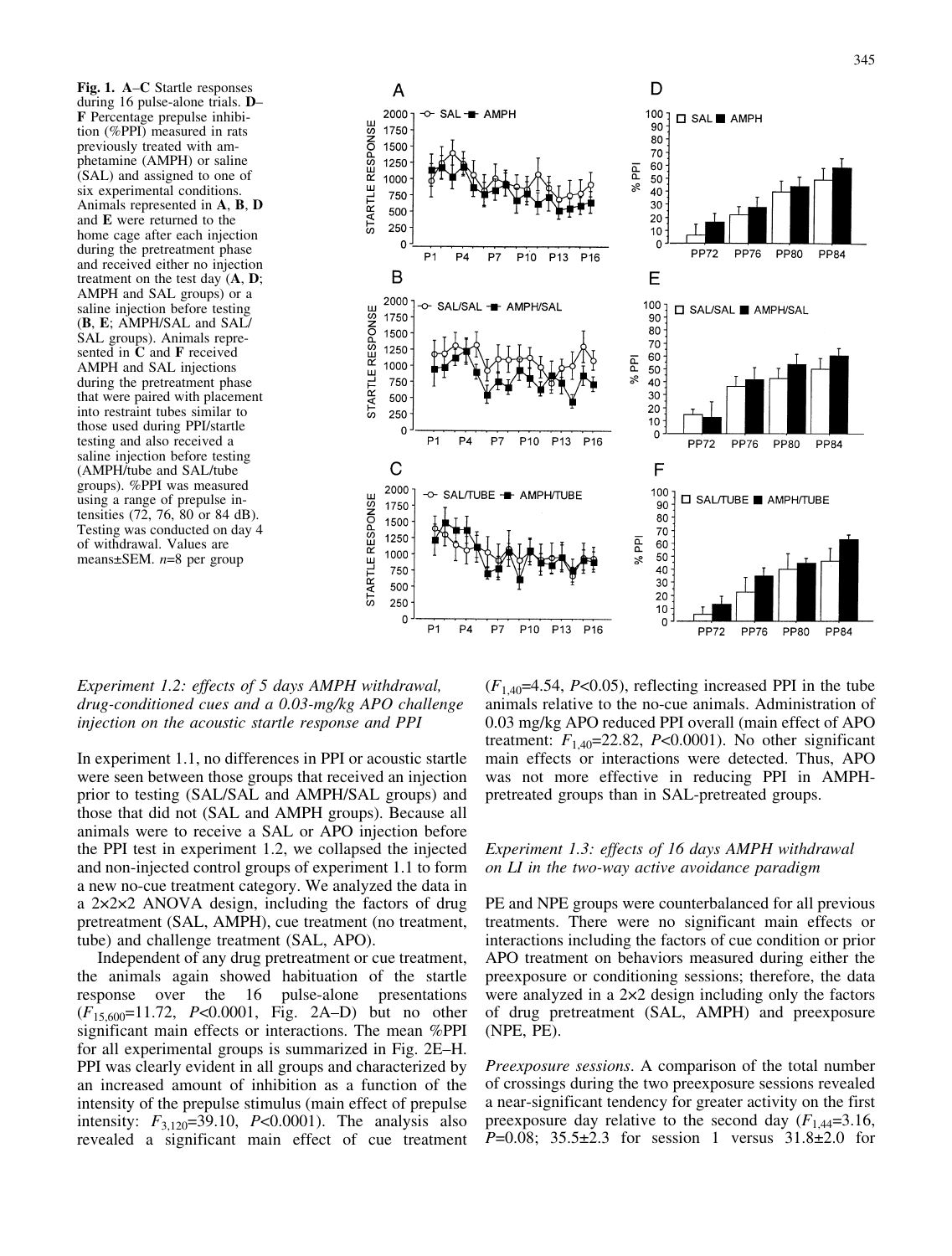**Fig. 1.** **A**–**C** Startle responses during 16 pulse-alone trials. **D**–**F** Percentage prepulse inhibition (%PPI) measured in rats previously treated with amphetamine (AMPH) or saline (SAL) and assigned to one of six experimental conditions. Animals represented in **A**, **B**, **D** and **E** were returned to the home cage after each injection during the pretreatment phase and received either no injection treatment on the test day (**A**, **D**; AMPH and SAL groups) or a saline injection before testing (**B**, **E**; AMPH/SAL and SAL/SAL groups). Animals represented in **C** and **F** received AMPH and SAL injections during the pretreatment phase that were paired with placement into restraint tubes similar to those used during PPI/startle testing and also received a saline injection before testing (AMPH/tube and SAL/tube groups). %PPI was measured using a range of prepulse intensities (72, 76, 80 or 84 dB). Testing was conducted on day 4 of withdrawal. Values are means±SEM. *n*=8 per group

*Experiment 1.2: effects of 5 days AMPH withdrawal, drug-conditioned cues and a 0.03-mg/kg APO challenge injection on the acoustic startle response and PPI*

In experiment 1.1, no differences in PPI or acoustic startle were seen between those groups that received an injection prior to testing (SAL/SAL and AMPH/SAL groups) and those that did not (SAL and AMPH groups). Because all animals were to receive a SAL or APO injection before the PPI test in experiment 1.2, we collapsed the injected and non-injected control groups of experiment 1.1 to form a new no-cue treatment category. We analyzed the data in a 2×2×2 ANOVA design, including the factors of drug pretreatment (SAL, AMPH), cue treatment (no treatment, tube) and challenge treatment (SAL, APO).

Independent of any drug pretreatment or cue treatment, the animals again showed habituation of the startle response over the 16 pulse-alone presentations ($F_{15,600}$=11.72, *P*<0.0001, Fig. 2A–D) but no other significant main effects or interactions. The mean %PPI for all experimental groups is summarized in Fig. 2E–H. PPI was clearly evident in all groups and characterized by an increased amount of inhibition as a function of the intensity of the prepulse stimulus (main effect of prepulse intensity: $F_{3,120}$=39.10, *P*<0.0001). The analysis also revealed a significant main effect of cue treatment ($F_{1,40}$=4.54, *P*<0.05), reflecting increased PPI in the tube animals relative to the no-cue animals. Administration of 0.03 mg/kg APO reduced PPI overall (main effect of APO treatment: $F_{1,40}$=22.82, *P*<0.0001). No other significant main effects or interactions were detected. Thus, APO was not more effective in reducing PPI in AMPH-pretreated groups than in SAL-pretreated groups.

*Experiment 1.3: effects of 16 days AMPH withdrawal on LI in the two-way active avoidance paradigm*

PE and NPE groups were counterbalanced for all previous treatments. There were no significant main effects or interactions including the factors of cue condition or prior APO treatment on behaviors measured during either the preexposure or conditioning sessions; therefore, the data were analyzed in a 2×2 design including only the factors of drug pretreatment (SAL, AMPH) and preexposure (NPE, PE).

*Preexposure sessions*. A comparison of the total number of crossings during the two preexposure sessions revealed a near-significant tendency for greater activity on the first preexposure day relative to the second day ($F_{1,44}$=3.16, *P*=0.08; 35.5±2.3 for session 1 versus 31.8±2.0 for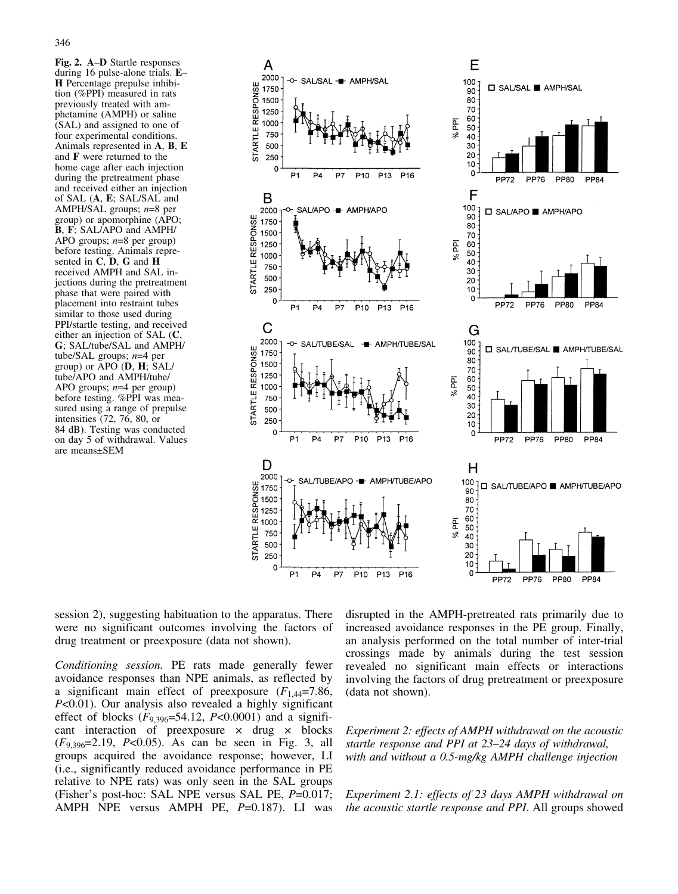**Fig. 2. A**–**D** Startle responses during 16 pulse-alone trials. **E**–**H** Percentage prepulse inhibition (%PPI) measured in rats previously treated with amphetamine (AMPH) or saline (SAL) and assigned to one of four experimental conditions. Animals represented in **A**, **B**, **E** and **F** were returned to the home cage after each injection during the pretreatment phase and received either an injection of SAL (**A**, **E**; SAL/SAL and AMPH/SAL groups; *n*=8 per group) or apomorphine (APO; **B**, **F**; SAL/APO and AMPH/APO groups; *n*=8 per group) before testing. Animals represented in **C**, **D**, **G** and **H** received AMPH and SAL injections during the pretreatment phase that were paired with placement into restraint tubes similar to those used during PPI/startle testing, and received either an injection of SAL (**C**, **G**; SAL/tube/SAL and AMPH/tube/SAL groups; *n*=4 per group) or APO (**D**, **H**; SAL/tube/APO and AMPH/tube/APO groups; *n*=4 per group) before testing. %PPI was measured using a range of prepulse intensities (72, 76, 80, or 84 dB). Testing was conducted on day 5 of withdrawal. Values are means±SEM

session 2), suggesting habituation to the apparatus. There were no significant outcomes involving the factors of drug treatment or preexposure (data not shown).

*Conditioning session.* PE rats made generally fewer avoidance responses than NPE animals, as reflected by a significant main effect of preexposure ($F_{1,44}$=7.86, $P$<0.01). Our analysis also revealed a highly significant effect of blocks ($F_{9,396}$=54.12, $P$<0.0001) and a significant interaction of preexposure × drug × blocks ($F_{9,396}$=2.19, $P$<0.05). As can be seen in Fig. 3, all groups acquired the avoidance response; however, LI (i.e., significantly reduced avoidance performance in PE relative to NPE rats) was only seen in the SAL groups (Fisher's post-hoc: SAL NPE versus SAL PE, $P$=0.017; AMPH NPE versus AMPH PE, $P$=0.187). LI was disrupted in the AMPH-pretreated rats primarily due to increased avoidance responses in the PE group. Finally, an analysis performed on the total number of inter-trial crossings made by animals during the test session revealed no significant main effects or interactions involving the factors of drug pretreatment or preexposure (data not shown).

*Experiment 2: effects of AMPH withdrawal on the acoustic startle response and PPI at 23–24 days of withdrawal, with and without a 0.5-mg/kg AMPH challenge injection*

*Experiment 2.1: effects of 23 days AMPH withdrawal on the acoustic startle response and PPI.* All groups showed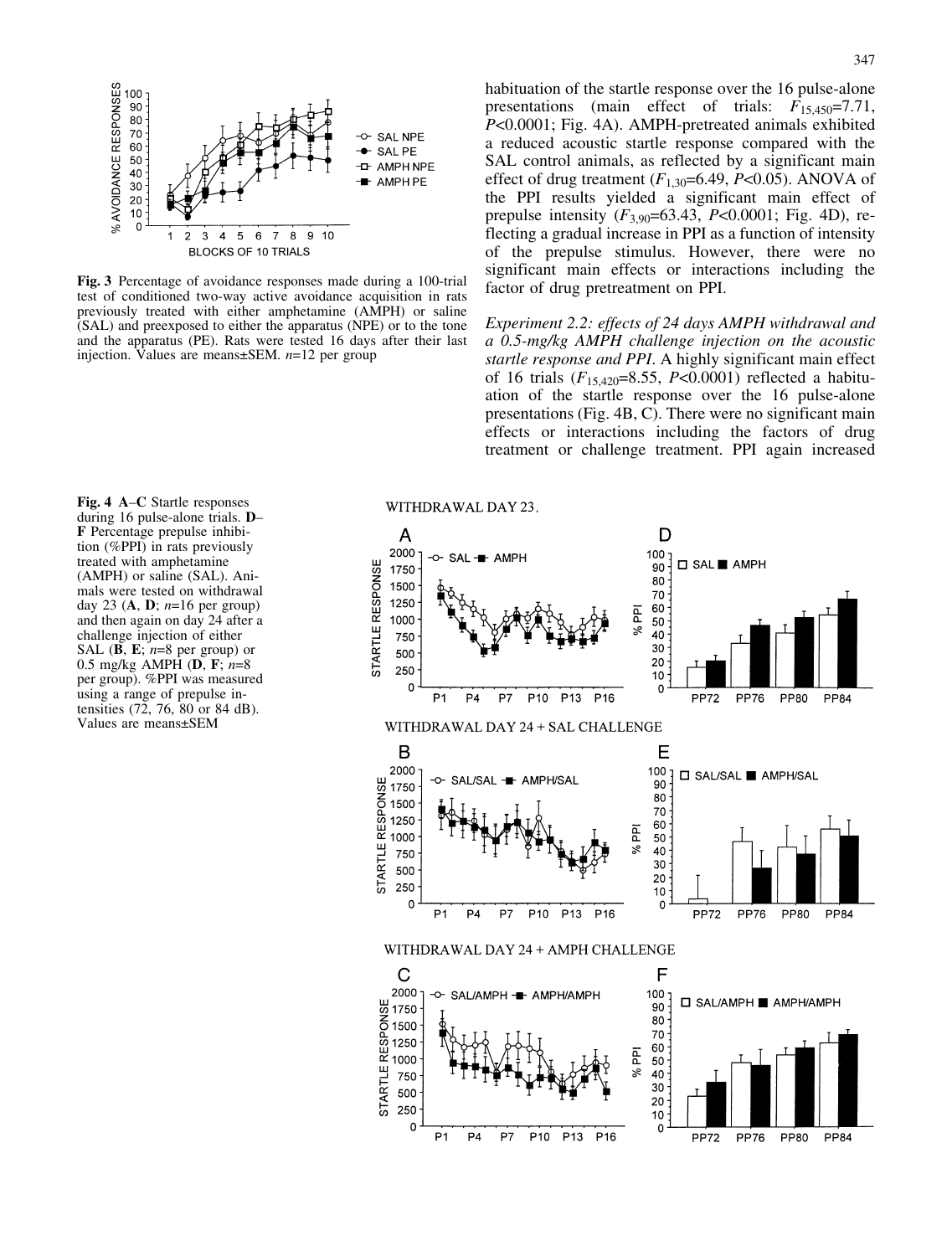**Fig. 3** Percentage of avoidance responses made during a 100-trial test of conditioned two-way active avoidance acquisition in rats previously treated with either amphetamine (AMPH) or saline (SAL) and preexposed to either the apparatus (NPE) or to the tone and the apparatus (PE). Rats were tested 16 days after their last injection. Values are means±SEM. *n*=12 per group

habituation of the startle response over the 16 pulse-alone presentations (main effect of trials: $F_{15,450}$=7.71, $P$<0.0001; Fig. 4A). AMPH-pretreated animals exhibited a reduced acoustic startle response compared with the SAL control animals, as reflected by a significant main effect of drug treatment ($F_{1,30}$=6.49, $P$<0.05). ANOVA of the PPI results yielded a significant main effect of prepulse intensity ($F_{3,90}$=63.43, $P$<0.0001; Fig. 4D), reflecting a gradual increase in PPI as a function of intensity of the prepulse stimulus. However, there were no significant main effects or interactions including the factor of drug pretreatment on PPI.

*Experiment 2.2: effects of 24 days AMPH withdrawal and a 0.5-mg/kg AMPH challenge injection on the acoustic startle response and PPI*. A highly significant main effect of 16 trials ($F_{15,420}$=8.55, $P$<0.0001) reflected a habituation of the startle response over the 16 pulse-alone presentations (Fig. 4B, C). There were no significant main effects or interactions including the factors of drug treatment or challenge treatment. PPI again increased

**Fig. 4** **A**–**C** Startle responses during 16 pulse-alone trials. **D**–**F** Percentage prepulse inhibition (%PPI) in rats previously treated with amphetamine (AMPH) or saline (SAL). Animals were tested on withdrawal day 23 (**A**, **D**; *n*=16 per group) and then again on day 24 after a challenge injection of either SAL (**B**, **E**; *n*=8 per group) or 0.5 mg/kg AMPH (**D**, **F**; *n*=8 per group). %PPI was measured using a range of prepulse intensities (72, 76, 80 or 84 dB). Values are means±SEM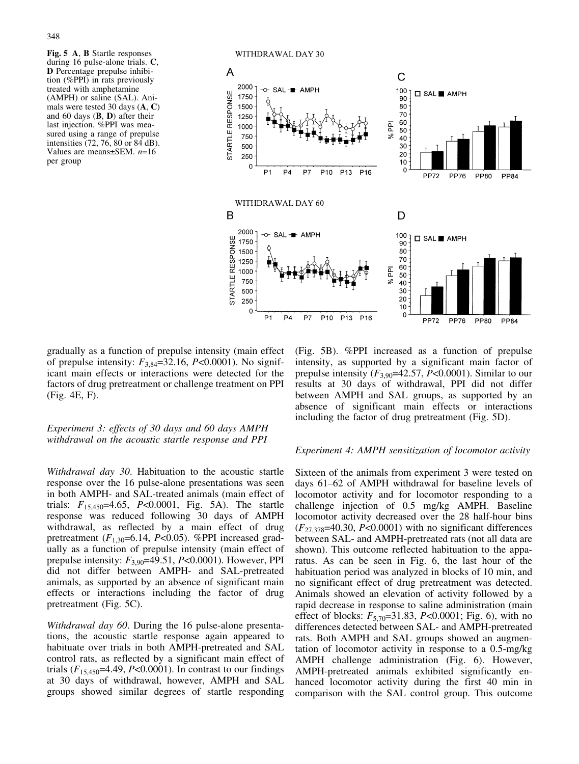**Fig. 5** **A**, **B** Startle responses during 16 pulse-alone trials. **C**, **D** Percentage prepulse inhibition (%PPI) in rats previously treated with amphetamine (AMPH) or saline (SAL). Animals were tested 30 days (**A**, **C**) and 60 days (**B**, **D**) after their last injection. %PPI was measured using a range of prepulse intensities (72, 76, 80 or 84 dB). Values are means±SEM. $n$=16 per group

gradually as a function of prepulse intensity (main effect of prepulse intensity: $F_{3,84}$=32.16, $P$<0.0001). No significant main effects or interactions were detected for the factors of drug pretreatment or challenge treatment on PPI (Fig. 4E, F).

### *Experiment 3: effects of 30 days and 60 days AMPH withdrawal on the acoustic startle response and PPI*

*Withdrawal day 30*. Habituation to the acoustic startle response over the 16 pulse-alone presentations was seen in both AMPH- and SAL-treated animals (main effect of trials: $F_{15,450}$=4.65, $P$<0.0001, Fig. 5A). The startle response was reduced following 30 days of AMPH withdrawal, as reflected by a main effect of drug pretreatment ($F_{1,30}$=6.14, $P$<0.05). %PPI increased gradually as a function of prepulse intensity (main effect of prepulse intensity: $F_{3,90}$=49.51, $P$<0.0001). However, PPI did not differ between AMPH- and SAL-pretreated animals, as supported by an absence of significant main effects or interactions including the factor of drug pretreatment (Fig. 5C).

*Withdrawal day 60*. During the 16 pulse-alone presentations, the acoustic startle response again appeared to habituate over trials in both AMPH-pretreated and SAL control rats, as reflected by a significant main effect of trials ($F_{15,450}$=4.49, $P$<0.0001). In contrast to our findings at 30 days of withdrawal, however, AMPH and SAL groups showed similar degrees of startle responding (Fig. 5B). %PPI increased as a function of prepulse intensity, as supported by a significant main factor of prepulse intensity ($F_{3,90}$=42.57, $P$<0.0001). Similar to our results at 30 days of withdrawal, PPI did not differ between AMPH and SAL groups, as supported by an absence of significant main effects or interactions including the factor of drug pretreatment (Fig. 5D).

### *Experiment 4: AMPH sensitization of locomotor activity*

Sixteen of the animals from experiment 3 were tested on days 61–62 of AMPH withdrawal for baseline levels of locomotor activity and for locomotor responding to a challenge injection of 0.5 mg/kg AMPH. Baseline locomotor activity decreased over the 28 half-hour bins ($F_{27,378}$=40.30, $P$<0.0001) with no significant differences between SAL- and AMPH-pretreated rats (not all data are shown). This outcome reflected habituation to the apparatus. As can be seen in Fig. 6, the last hour of the habituation period was analyzed in blocks of 10 min, and no significant effect of drug pretreatment was detected. Animals showed an elevation of activity followed by a rapid decrease in response to saline administration (main effect of blocks: $F_{5,70}$=31.83, $P$<0.0001; Fig. 6), with no differences detected between SAL- and AMPH-pretreated rats. Both AMPH and SAL groups showed an augmentation of locomotor activity in response to a 0.5-mg/kg AMPH challenge administration (Fig. 6). However, AMPH-pretreated animals exhibited significantly enhanced locomotor activity during the first 40 min in comparison with the SAL control group. This outcome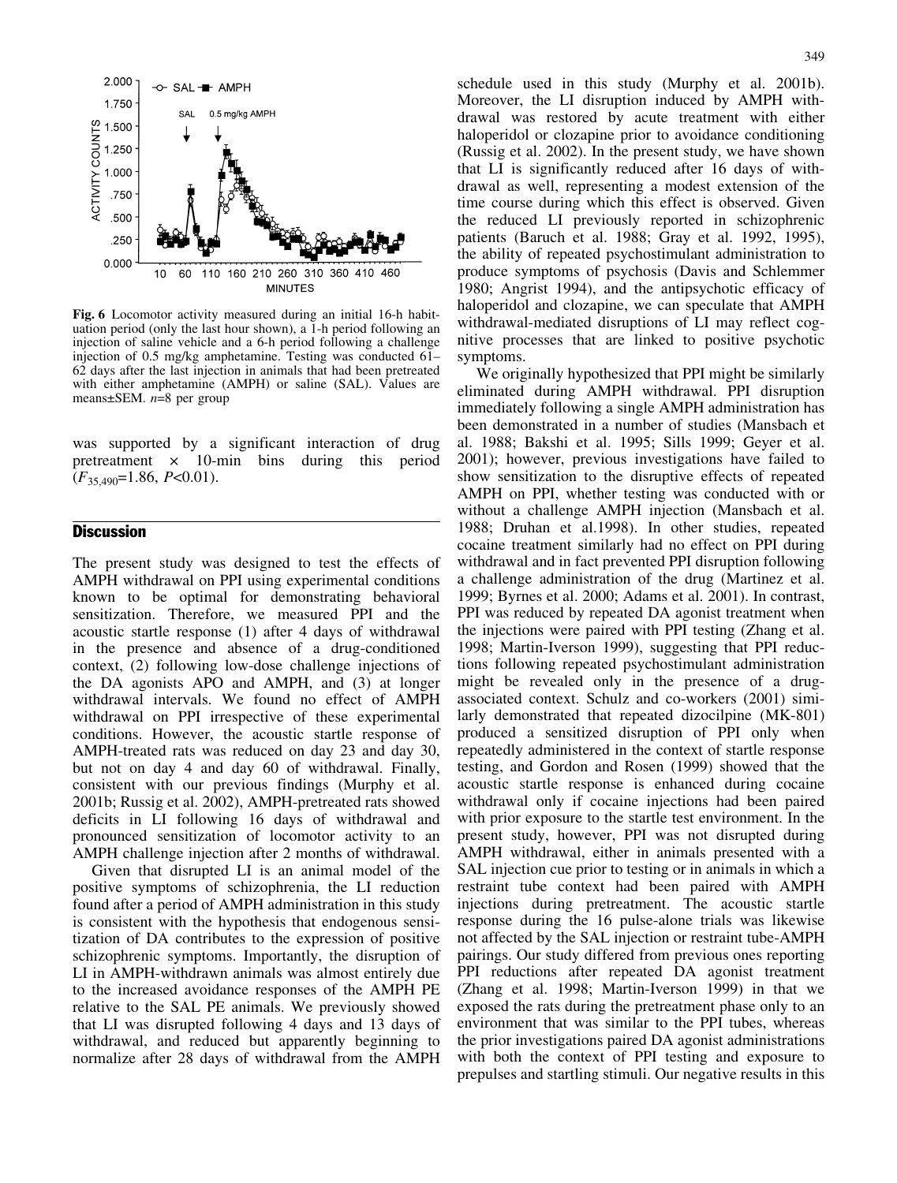**Fig. 6** Locomotor activity measured during an initial 16-h habituation period (only the last hour shown), a 1-h period following an injection of saline vehicle and a 6-h period following a challenge injection of 0.5 mg/kg amphetamine. Testing was conducted 61–62 days after the last injection in animals that had been pretreated with either amphetamine (AMPH) or saline (SAL). Values are means±SEM. $n$=8 per group

was supported by a significant interaction of drug pretreatment × 10-min bins during this period ($F_{35,490}$=1.86, $P$<0.01).

## Discussion

The present study was designed to test the effects of AMPH withdrawal on PPI using experimental conditions known to be optimal for demonstrating behavioral sensitization. Therefore, we measured PPI and the acoustic startle response (1) after 4 days of withdrawal in the presence and absence of a drug-conditioned context, (2) following low-dose challenge injections of the DA agonists APO and AMPH, and (3) at longer withdrawal intervals. We found no effect of AMPH withdrawal on PPI irrespective of these experimental conditions. However, the acoustic startle response of AMPH-treated rats was reduced on day 23 and day 30, but not on day 4 and day 60 of withdrawal. Finally, consistent with our previous findings (Murphy et al. 2001b; Russig et al. 2002), AMPH-pretreated rats showed deficits in LI following 16 days of withdrawal and pronounced sensitization of locomotor activity to an AMPH challenge injection after 2 months of withdrawal.

Given that disrupted LI is an animal model of the positive symptoms of schizophrenia, the LI reduction found after a period of AMPH administration in this study is consistent with the hypothesis that endogenous sensitization of DA contributes to the expression of positive schizophrenic symptoms. Importantly, the disruption of LI in AMPH-withdrawn animals was almost entirely due to the increased avoidance responses of the AMPH PE relative to the SAL PE animals. We previously showed that LI was disrupted following 4 days and 13 days of withdrawal, and reduced but apparently beginning to normalize after 28 days of withdrawal from the AMPH schedule used in this study (Murphy et al. 2001b). Moreover, the LI disruption induced by AMPH withdrawal was restored by acute treatment with either haloperidol or clozapine prior to avoidance conditioning (Russig et al. 2002). In the present study, we have shown that LI is significantly reduced after 16 days of withdrawal as well, representing a modest extension of the time course during which this effect is observed. Given the reduced LI previously reported in schizophrenic patients (Baruch et al. 1988; Gray et al. 1992, 1995), the ability of repeated psychostimulant administration to produce symptoms of psychosis (Davis and Schlemmer 1980; Angrist 1994), and the antipsychotic efficacy of haloperidol and clozapine, we can speculate that AMPH withdrawal-mediated disruptions of LI may reflect cognitive processes that are linked to positive psychotic symptoms.

We originally hypothesized that PPI might be similarly eliminated during AMPH withdrawal. PPI disruption immediately following a single AMPH administration has been demonstrated in a number of studies (Mansbach et al. 1988; Bakshi et al. 1995; Sills 1999; Geyer et al. 2001); however, previous investigations have failed to show sensitization to the disruptive effects of repeated AMPH on PPI, whether testing was conducted with or without a challenge AMPH injection (Mansbach et al. 1988; Druhan et al.1998). In other studies, repeated cocaine treatment similarly had no effect on PPI during withdrawal and in fact prevented PPI disruption following a challenge administration of the drug (Martinez et al. 1999; Byrnes et al. 2000; Adams et al. 2001). In contrast, PPI was reduced by repeated DA agonist treatment when the injections were paired with PPI testing (Zhang et al. 1998; Martin-Iverson 1999), suggesting that PPI reductions following repeated psychostimulant administration might be revealed only in the presence of a drug-associated context. Schulz and co-workers (2001) similarly demonstrated that repeated dizocilpine (MK-801) produced a sensitized disruption of PPI only when repeatedly administered in the context of startle response testing, and Gordon and Rosen (1999) showed that the acoustic startle response is enhanced during cocaine withdrawal only if cocaine injections had been paired with prior exposure to the startle test environment. In the present study, however, PPI was not disrupted during AMPH withdrawal, either in animals presented with a SAL injection cue prior to testing or in animals in which a restraint tube context had been paired with AMPH injections during pretreatment. The acoustic startle response during the 16 pulse-alone trials was likewise not affected by the SAL injection or restraint tube-AMPH pairings. Our study differed from previous ones reporting PPI reductions after repeated DA agonist treatment (Zhang et al. 1998; Martin-Iverson 1999) in that we exposed the rats during the pretreatment phase only to an environment that was similar to the PPI tubes, whereas the prior investigations paired DA agonist administrations with both the context of PPI testing and exposure to prepulses and startling stimuli. Our negative results in this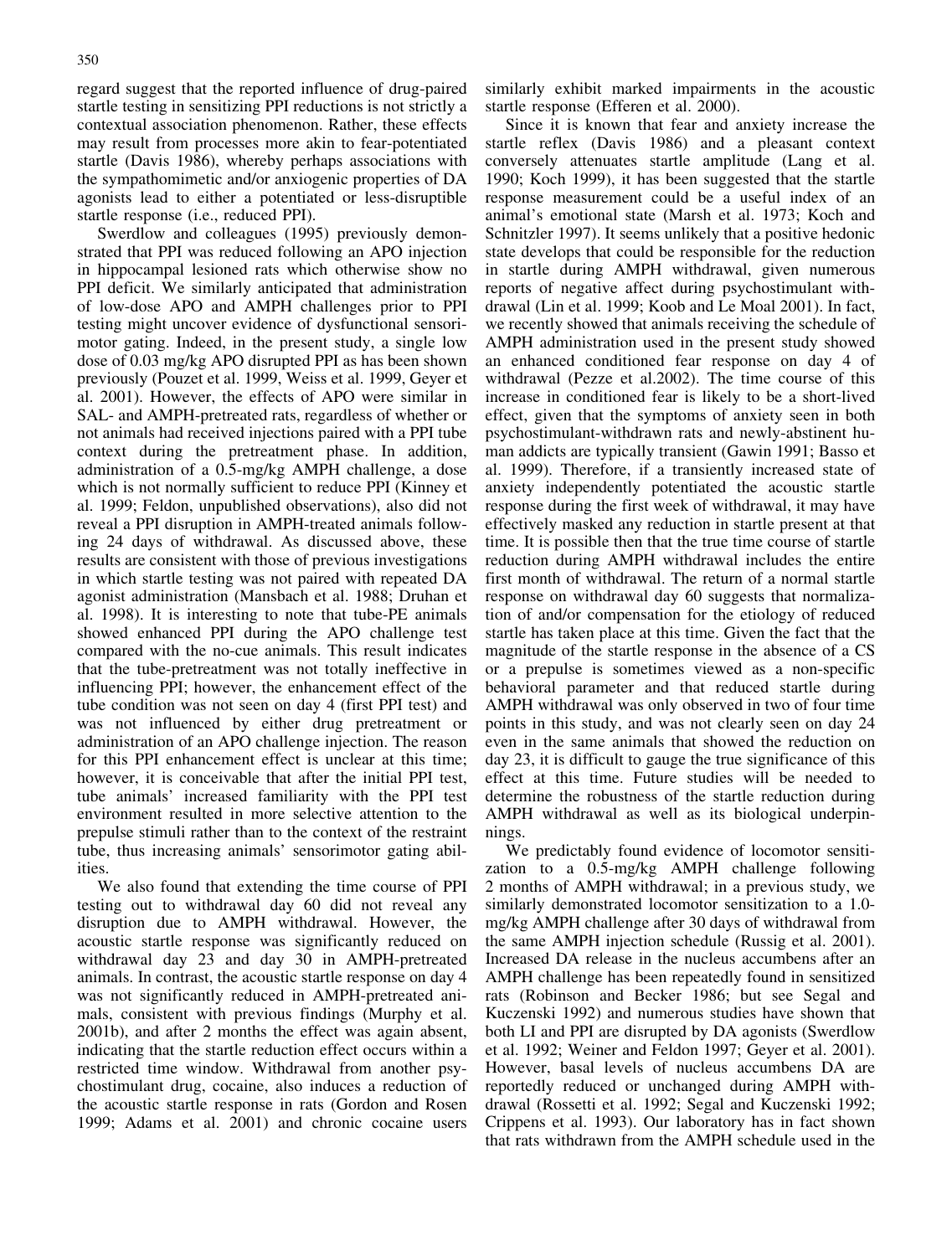regard suggest that the reported influence of drug-paired startle testing in sensitizing PPI reductions is not strictly a contextual association phenomenon. Rather, these effects may result from processes more akin to fear-potentiated startle (Davis 1986), whereby perhaps associations with the sympathomimetic and/or anxiogenic properties of DA agonists lead to either a potentiated or less-disruptible startle response (i.e., reduced PPI).

Swerdlow and colleagues (1995) previously demonstrated that PPI was reduced following an APO injection in hippocampal lesioned rats which otherwise show no PPI deficit. We similarly anticipated that administration of low-dose APO and AMPH challenges prior to PPI testing might uncover evidence of dysfunctional sensorimotor gating. Indeed, in the present study, a single low dose of 0.03 mg/kg APO disrupted PPI as has been shown previously (Pouzet et al. 1999, Weiss et al. 1999, Geyer et al. 2001). However, the effects of APO were similar in SAL- and AMPH-pretreated rats, regardless of whether or not animals had received injections paired with a PPI tube context during the pretreatment phase. In addition, administration of a 0.5-mg/kg AMPH challenge, a dose which is not normally sufficient to reduce PPI (Kinney et al. 1999; Feldon, unpublished observations), also did not reveal a PPI disruption in AMPH-treated animals following 24 days of withdrawal. As discussed above, these results are consistent with those of previous investigations in which startle testing was not paired with repeated DA agonist administration (Mansbach et al. 1988; Druhan et al. 1998). It is interesting to note that tube-PE animals showed enhanced PPI during the APO challenge test compared with the no-cue animals. This result indicates that the tube-pretreatment was not totally ineffective in influencing PPI; however, the enhancement effect of the tube condition was not seen on day 4 (first PPI test) and was not influenced by either drug pretreatment or administration of an APO challenge injection. The reason for this PPI enhancement effect is unclear at this time; however, it is conceivable that after the initial PPI test, tube animals' increased familiarity with the PPI test environment resulted in more selective attention to the prepulse stimuli rather than to the context of the restraint tube, thus increasing animals' sensorimotor gating abilities.

We also found that extending the time course of PPI testing out to withdrawal day 60 did not reveal any disruption due to AMPH withdrawal. However, the acoustic startle response was significantly reduced on withdrawal day 23 and day 30 in AMPH-pretreated animals. In contrast, the acoustic startle response on day 4 was not significantly reduced in AMPH-pretreated animals, consistent with previous findings (Murphy et al. 2001b), and after 2 months the effect was again absent, indicating that the startle reduction effect occurs within a restricted time window. Withdrawal from another psychostimulant drug, cocaine, also induces a reduction of the acoustic startle response in rats (Gordon and Rosen 1999; Adams et al. 2001) and chronic cocaine users similarly exhibit marked impairments in the acoustic startle response (Efferen et al. 2000).

Since it is known that fear and anxiety increase the startle reflex (Davis 1986) and a pleasant context conversely attenuates startle amplitude (Lang et al. 1990; Koch 1999), it has been suggested that the startle response measurement could be a useful index of an animal's emotional state (Marsh et al. 1973; Koch and Schnitzler 1997). It seems unlikely that a positive hedonic state develops that could be responsible for the reduction in startle during AMPH withdrawal, given numerous reports of negative affect during psychostimulant withdrawal (Lin et al. 1999; Koob and Le Moal 2001). In fact, we recently showed that animals receiving the schedule of AMPH administration used in the present study showed an enhanced conditioned fear response on day 4 of withdrawal (Pezze et al.2002). The time course of this increase in conditioned fear is likely to be a short-lived effect, given that the symptoms of anxiety seen in both psychostimulant-withdrawn rats and newly-abstinent human addicts are typically transient (Gawin 1991; Basso et al. 1999). Therefore, if a transiently increased state of anxiety independently potentiated the acoustic startle response during the first week of withdrawal, it may have effectively masked any reduction in startle present at that time. It is possible then that the true time course of startle reduction during AMPH withdrawal includes the entire first month of withdrawal. The return of a normal startle response on withdrawal day 60 suggests that normalization of and/or compensation for the etiology of reduced startle has taken place at this time. Given the fact that the magnitude of the startle response in the absence of a CS or a prepulse is sometimes viewed as a non-specific behavioral parameter and that reduced startle during AMPH withdrawal was only observed in two of four time points in this study, and was not clearly seen on day 24 even in the same animals that showed the reduction on day 23, it is difficult to gauge the true significance of this effect at this time. Future studies will be needed to determine the robustness of the startle reduction during AMPH withdrawal as well as its biological underpinnings.

We predictably found evidence of locomotor sensitization to a 0.5-mg/kg AMPH challenge following 2 months of AMPH withdrawal; in a previous study, we similarly demonstrated locomotor sensitization to a 1.0-mg/kg AMPH challenge after 30 days of withdrawal from the same AMPH injection schedule (Russig et al. 2001). Increased DA release in the nucleus accumbens after an AMPH challenge has been repeatedly found in sensitized rats (Robinson and Becker 1986; but see Segal and Kuczenski 1992) and numerous studies have shown that both LI and PPI are disrupted by DA agonists (Swerdlow et al. 1992; Weiner and Feldon 1997; Geyer et al. 2001). However, basal levels of nucleus accumbens DA are reportedly reduced or unchanged during AMPH withdrawal (Rossetti et al. 1992; Segal and Kuczenski 1992; Crippens et al. 1993). Our laboratory has in fact shown that rats withdrawn from the AMPH schedule used in the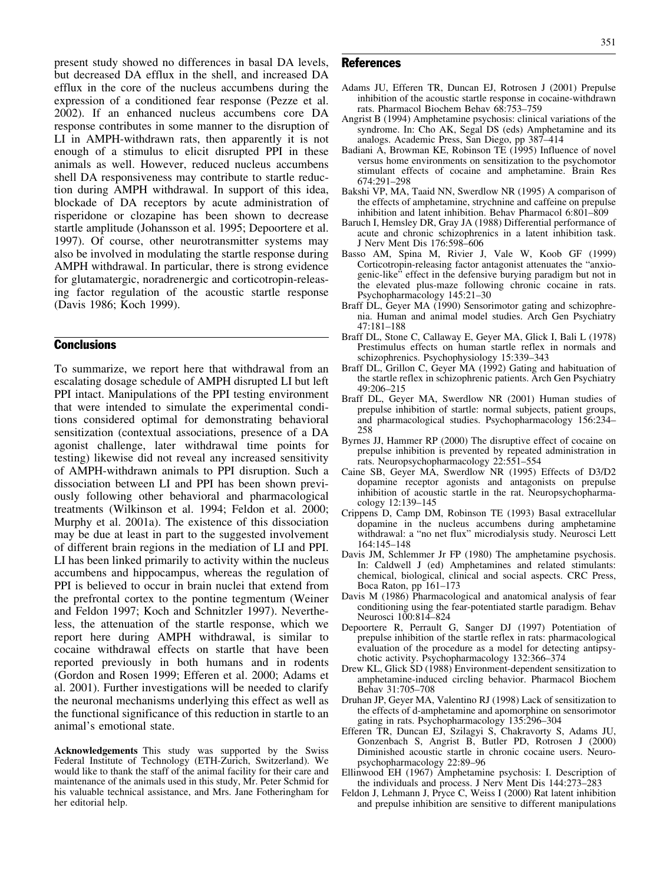present study showed no differences in basal DA levels, but decreased DA efflux in the shell, and increased DA efflux in the core of the nucleus accumbens during the expression of a conditioned fear response (Pezze et al. 2002). If an enhanced nucleus accumbens core DA response contributes in some manner to the disruption of LI in AMPH-withdrawn rats, then apparently it is not enough of a stimulus to elicit disrupted PPI in these animals as well. However, reduced nucleus accumbens shell DA responsiveness may contribute to startle reduction during AMPH withdrawal. In support of this idea, blockade of DA receptors by acute administration of risperidone or clozapine has been shown to decrease startle amplitude (Johansson et al. 1995; Depoortere et al. 1997). Of course, other neurotransmitter systems may also be involved in modulating the startle response during AMPH withdrawal. In particular, there is strong evidence for glutamatergic, noradrenergic and corticotropin-releasing factor regulation of the acoustic startle response (Davis 1986; Koch 1999).

## Conclusions

To summarize, we report here that withdrawal from an escalating dosage schedule of AMPH disrupted LI but left PPI intact. Manipulations of the PPI testing environment that were intended to simulate the experimental conditions considered optimal for demonstrating behavioral sensitization (contextual associations, presence of a DA agonist challenge, later withdrawal time points for testing) likewise did not reveal any increased sensitivity of AMPH-withdrawn animals to PPI disruption. Such a dissociation between LI and PPI has been shown previously following other behavioral and pharmacological treatments (Wilkinson et al. 1994; Feldon et al. 2000; Murphy et al. 2001a). The existence of this dissociation may be due at least in part to the suggested involvement of different brain regions in the mediation of LI and PPI. LI has been linked primarily to activity within the nucleus accumbens and hippocampus, whereas the regulation of PPI is believed to occur in brain nuclei that extend from the prefrontal cortex to the pontine tegmentum (Weiner and Feldon 1997; Koch and Schnitzler 1997). Nevertheless, the attenuation of the startle response, which we report here during AMPH withdrawal, is similar to cocaine withdrawal effects on startle that have been reported previously in both humans and in rodents (Gordon and Rosen 1999; Efferen et al. 2000; Adams et al. 2001). Further investigations will be needed to clarify the neuronal mechanisms underlying this effect as well as the functional significance of this reduction in startle to an animal's emotional state.

**Acknowledgements** This study was supported by the Swiss Federal Institute of Technology (ETH-Zurich, Switzerland). We would like to thank the staff of the animal facility for their care and maintenance of the animals used in this study, Mr. Peter Schmid for his valuable technical assistance, and Mrs. Jane Fotheringham for her editorial help.

## References

Adams JU, Efferen TR, Duncan EJ, Rotrosen J (2001) Prepulse inhibition of the acoustic startle response in cocaine-withdrawn rats. Pharmacol Biochem Behav 68:753–759

Angrist B (1994) Amphetamine psychosis: clinical variations of the syndrome. In: Cho AK, Segal DS (eds) Amphetamine and its analogs. Academic Press, San Diego, pp 387–414

Badiani A, Browman KE, Robinson TE (1995) Influence of novel versus home environments on sensitization to the psychomotor stimulant effects of cocaine and amphetamine. Brain Res 674:291–298

Bakshi VP, MA, Taaid NN, Swerdlow NR (1995) A comparison of the effects of amphetamine, strychnine and caffeine on prepulse inhibition and latent inhibition. Behav Pharmacol 6:801–809

Baruch I, Hemsley DR, Gray JA (1988) Differential performance of acute and chronic schizophrenics in a latent inhibition task. J Nerv Ment Dis 176:598–606

Basso AM, Spina M, Rivier J, Vale W, Koob GF (1999) Corticotropin-releasing factor antagonist attenuates the "anxiogenic-like" effect in the defensive burying paradigm but not in the elevated plus-maze following chronic cocaine in rats. Psychopharmacology 145:21–30

Braff DL, Geyer MA (1990) Sensorimotor gating and schizophrenia. Human and animal model studies. Arch Gen Psychiatry 47:181–188

Braff DL, Stone C, Callaway E, Geyer MA, Glick I, Bali L (1978) Prestimulus effects on human startle reflex in normals and schizophrenics. Psychophysiology 15:339–343

Braff DL, Grillon C, Geyer MA (1992) Gating and habituation of the startle reflex in schizophrenic patients. Arch Gen Psychiatry 49:206–215

Braff DL, Geyer MA, Swerdlow NR (2001) Human studies of prepulse inhibition of startle: normal subjects, patient groups, and pharmacological studies. Psychopharmacology 156:234–258

Byrnes JJ, Hammer RP (2000) The disruptive effect of cocaine on prepulse inhibition is prevented by repeated administration in rats. Neuropsychopharmacology 22:551–554

Caine SB, Geyer MA, Swerdlow NR (1995) Effects of D3/D2 dopamine receptor agonists and antagonists on prepulse inhibition of acoustic startle in the rat. Neuropsychopharmacology 12:139–145

Crippens D, Camp DM, Robinson TE (1993) Basal extracellular dopamine in the nucleus accumbens during amphetamine withdrawal: a "no net flux" microdialysis study. Neurosci Lett 164:145–148

Davis JM, Schlemmer Jr FP (1980) The amphetamine psychosis. In: Caldwell J (ed) Amphetamines and related stimulants: chemical, biological, clinical and social aspects. CRC Press, Boca Raton, pp 161–173

Davis M (1986) Pharmacological and anatomical analysis of fear conditioning using the fear-potentiated startle paradigm. Behav Neurosci 100:814–824

Depoortere R, Perrault G, Sanger DJ (1997) Potentiation of prepulse inhibition of the startle reflex in rats: pharmacological evaluation of the procedure as a model for detecting antipsychotic activity. Psychopharmacology 132:366–374

Drew KL, Glick SD (1988) Environment-dependent sensitization to amphetamine-induced circling behavior. Pharmacol Biochem Behav 31:705–708

Druhan JP, Geyer MA, Valentino RJ (1998) Lack of sensitization to the effects of d-amphetamine and apomorphine on sensorimotor gating in rats. Psychopharmacology 135:296–304

Efferen TR, Duncan EJ, Szilagyi S, Chakravorty S, Adams JU, Gonzenbach S, Angrist B, Butler PD, Rotrosen J (2000) Diminished acoustic startle in chronic cocaine users. Neuropsychopharmacology 22:89–96

Ellinwood EH (1967) Amphetamine psychosis: I. Description of the individuals and process. J Nerv Ment Dis 144:273–283

Feldon J, Lehmann J, Pryce C, Weiss I (2000) Rat latent inhibition and prepulse inhibition are sensitive to different manipulations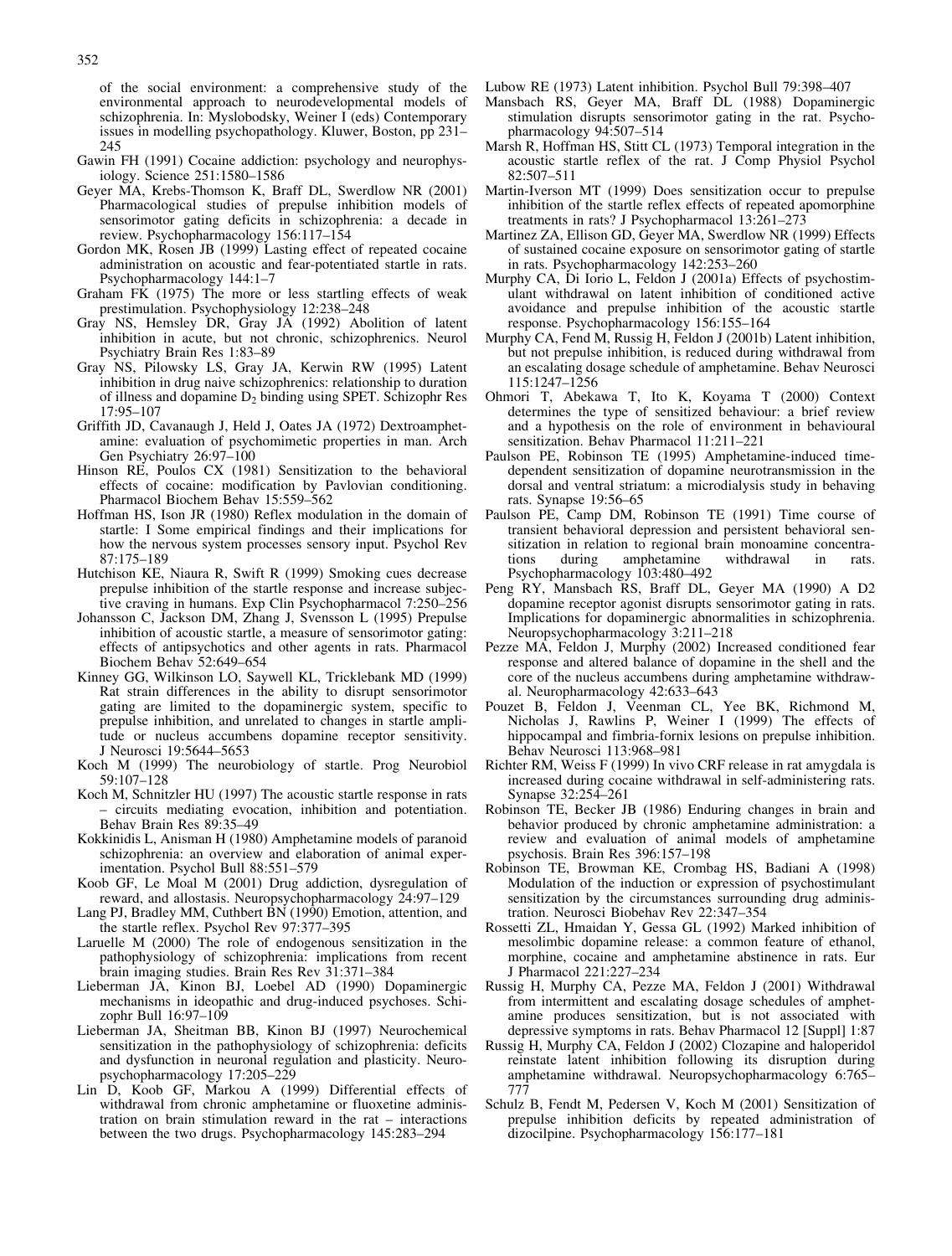of the social environment: a comprehensive study of the environmental approach to neurodevelopmental models of schizophrenia. In: Myslobodsky, Weiner I (eds) Contemporary issues in modelling psychopathology. Kluwer, Boston, pp 231–245

Gawin FH (1991) Cocaine addiction: psychology and neurophysiology. Science 251:1580–1586

Geyer MA, Krebs-Thomson K, Braff DL, Swerdlow NR (2001) Pharmacological studies of prepulse inhibition models of sensorimotor gating deficits in schizophrenia: a decade in review. Psychopharmacology 156:117–154

Gordon MK, Rosen JB (1999) Lasting effect of repeated cocaine administration on acoustic and fear-potentiated startle in rats. Psychopharmacology 144:1–7

Graham FK (1975) The more or less startling effects of weak prestimulation. Psychophysiology 12:238–248

Gray NS, Hemsley DR, Gray JA (1992) Abolition of latent inhibition in acute, but not chronic, schizophrenics. Neurol Psychiatry Brain Res 1:83–89

Gray NS, Pilowsky LS, Gray JA, Kerwin RW (1995) Latent inhibition in drug naive schizophrenics: relationship to duration of illness and dopamine $D_2$ binding using SPET. Schizophr Res 17:95–107

Griffith JD, Cavanaugh J, Held J, Oates JA (1972) Dextroamphetamine: evaluation of psychomimetic properties in man. Arch Gen Psychiatry 26:97–100

Hinson RE, Poulos CX (1981) Sensitization to the behavioral effects of cocaine: modification by Pavlovian conditioning. Pharmacol Biochem Behav 15:559–562

Hoffman HS, Ison JR (1980) Reflex modulation in the domain of startle: I Some empirical findings and their implications for how the nervous system processes sensory input. Psychol Rev 87:175–189

Hutchison KE, Niaura R, Swift R (1999) Smoking cues decrease prepulse inhibition of the startle response and increase subjective craving in humans. Exp Clin Psychopharmacol 7:250–256

Johansson C, Jackson DM, Zhang J, Svensson L (1995) Prepulse inhibition of acoustic startle, a measure of sensorimotor gating: effects of antipsychotics and other agents in rats. Pharmacol Biochem Behav 52:649–654

Kinney GG, Wilkinson LO, Saywell KL, Tricklebank MD (1999) Rat strain differences in the ability to disrupt sensorimotor gating are limited to the dopaminergic system, specific to prepulse inhibition, and unrelated to changes in startle amplitude or nucleus accumbens dopamine receptor sensitivity. J Neurosci 19:5644–5653

Koch M (1999) The neurobiology of startle. Prog Neurobiol 59:107–128

Koch M, Schnitzler HU (1997) The acoustic startle response in rats – circuits mediating evocation, inhibition and potentiation. Behav Brain Res 89:35–49

Kokkinidis L, Anisman H (1980) Amphetamine models of paranoid schizophrenia: an overview and elaboration of animal experimentation. Psychol Bull 88:551–579

Koob GF, Le Moal M (2001) Drug addiction, dysregulation of reward, and allostasis. Neuropsychopharmacology 24:97–129

Lang PJ, Bradley MM, Cuthbert BN (1990) Emotion, attention, and the startle reflex. Psychol Rev 97:377–395

Laruelle M (2000) The role of endogenous sensitization in the pathophysiology of schizophrenia: implications from recent brain imaging studies. Brain Res Rev 31:371–384

Lieberman JA, Kinon BJ, Loebel AD (1990) Dopaminergic mechanisms in ideopathic and drug-induced psychoses. Schizophr Bull 16:97–109

Lieberman JA, Sheitman BB, Kinon BJ (1997) Neurochemical sensitization in the pathophysiology of schizophrenia: deficits and dysfunction in neuronal regulation and plasticity. Neuropsychopharmacology 17:205–229

Lin D, Koob GF, Markou A (1999) Differential effects of withdrawal from chronic amphetamine or fluoxetine administration on brain stimulation reward in the rat – interactions between the two drugs. Psychopharmacology 145:283–294

Lubow RE (1973) Latent inhibition. Psychol Bull 79:398–407

Mansbach RS, Geyer MA, Braff DL (1988) Dopaminergic stimulation disrupts sensorimotor gating in the rat. Psychopharmacology 94:507–514

Marsh R, Hoffman HS, Stitt CL (1973) Temporal integration in the acoustic startle reflex of the rat. J Comp Physiol Psychol 82:507–511

Martin-Iverson MT (1999) Does sensitization occur to prepulse inhibition of the startle reflex effects of repeated apomorphine treatments in rats? J Psychopharmacol 13:261–273

Martinez ZA, Ellison GD, Geyer MA, Swerdlow NR (1999) Effects of sustained cocaine exposure on sensorimotor gating of startle in rats. Psychopharmacology 142:253–260

Murphy CA, Di Iorio L, Feldon J (2001a) Effects of psychostimulant withdrawal on latent inhibition of conditioned active avoidance and prepulse inhibition of the acoustic startle response. Psychopharmacology 156:155–164

Murphy CA, Fend M, Russig H, Feldon J (2001b) Latent inhibition, but not prepulse inhibition, is reduced during withdrawal from an escalating dosage schedule of amphetamine. Behav Neurosci 115:1247–1256

Ohmori T, Abekawa T, Ito K, Koyama T (2000) Context determines the type of sensitized behaviour: a brief review and a hypothesis on the role of environment in behavioural sensitization. Behav Pharmacol 11:211–221

Paulson PE, Robinson TE (1995) Amphetamine-induced time-dependent sensitization of dopamine neurotransmission in the dorsal and ventral striatum: a microdialysis study in behaving rats. Synapse 19:56–65

Paulson PE, Camp DM, Robinson TE (1991) Time course of transient behavioral depression and persistent behavioral sensitization in relation to regional brain monoamine concentrations during amphetamine withdrawal in rats. Psychopharmacology 103:480–492

Peng RY, Mansbach RS, Braff DL, Geyer MA (1990) A D2 dopamine receptor agonist disrupts sensorimotor gating in rats. Implications for dopaminergic abnormalities in schizophrenia. Neuropsychopharmacology 3:211–218

Pezze MA, Feldon J, Murphy (2002) Increased conditioned fear response and altered balance of dopamine in the shell and the core of the nucleus accumbens during amphetamine withdrawal. Neuropharmacology 42:633–643

Pouzet B, Feldon J, Veenman CL, Yee BK, Richmond M, Nicholas J, Rawlins P, Weiner I (1999) The effects of hippocampal and fimbria-fornix lesions on prepulse inhibition. Behav Neurosci 113:968–981

Richter RM, Weiss F (1999) In vivo CRF release in rat amygdala is increased during cocaine withdrawal in self-administering rats. Synapse 32:254–261

Robinson TE, Becker JB (1986) Enduring changes in brain and behavior produced by chronic amphetamine administration: a review and evaluation of animal models of amphetamine psychosis. Brain Res 396:157–198

Robinson TE, Browman KE, Crombag HS, Badiani A (1998) Modulation of the induction or expression of psychostimulant sensitization by the circumstances surrounding drug administration. Neurosci Biobehav Rev 22:347–354

Rossetti ZL, Hmaidan Y, Gessa GL (1992) Marked inhibition of mesolimbic dopamine release: a common feature of ethanol, morphine, cocaine and amphetamine abstinence in rats. Eur J Pharmacol 221:227–234

Russig H, Murphy CA, Pezze MA, Feldon J (2001) Withdrawal from intermittent and escalating dosage schedules of amphetamine produces sensitization, but is not associated with depressive symptoms in rats. Behav Pharmacol 12 [Suppl] 1:87

Russig H, Murphy CA, Feldon J (2002) Clozapine and haloperidol reinstate latent inhibition following its disruption during amphetamine withdrawal. Neuropsychopharmacology 6:765–777

Schulz B, Fendt M, Pedersen V, Koch M (2001) Sensitization of prepulse inhibition deficits by repeated administration of dizocilpine. Psychopharmacology 156:177–181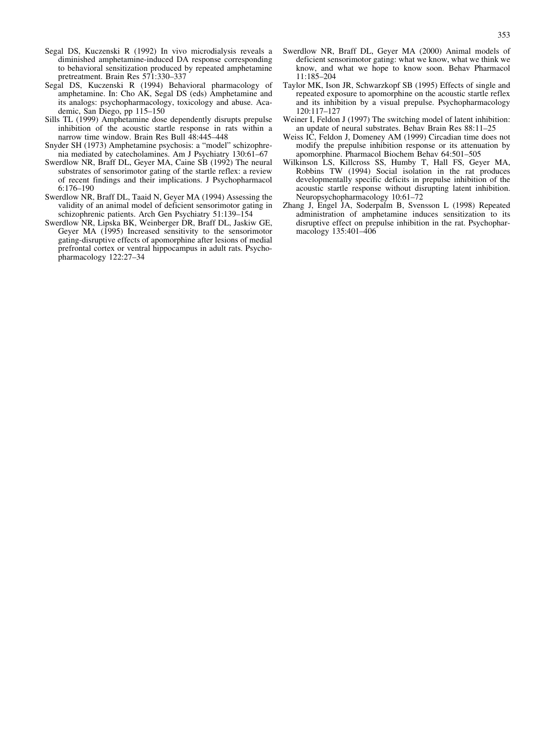Segal DS, Kuczenski R (1992) In vivo microdialysis reveals a diminished amphetamine-induced DA response corresponding to behavioral sensitization produced by repeated amphetamine pretreatment. Brain Res 571:330–337

Segal DS, Kuczenski R (1994) Behavioral pharmacology of amphetamine. In: Cho AK, Segal DS (eds) Amphetamine and its analogs: psychopharmacology, toxicology and abuse. Academic, San Diego, pp 115–150

Sills TL (1999) Amphetamine dose dependently disrupts prepulse inhibition of the acoustic startle response in rats within a narrow time window. Brain Res Bull 48:445–448

Snyder SH (1973) Amphetamine psychosis: a "model" schizophrenia mediated by catecholamines. Am J Psychiatry 130:61–67

Swerdlow NR, Braff DL, Geyer MA, Caine SB (1992) The neural substrates of sensorimotor gating of the startle reflex: a review of recent findings and their implications. J Psychopharmacol 6:176–190

Swerdlow NR, Braff DL, Taaid N, Geyer MA (1994) Assessing the validity of an animal model of deficient sensorimotor gating in schizophrenic patients. Arch Gen Psychiatry 51:139–154

Swerdlow NR, Lipska BK, Weinberger DR, Braff DL, Jaskiw GE, Geyer MA (1995) Increased sensitivity to the sensorimotor gating-disruptive effects of apomorphine after lesions of medial prefrontal cortex or ventral hippocampus in adult rats. Psychopharmacology 122:27–34

Swerdlow NR, Braff DL, Geyer MA (2000) Animal models of deficient sensorimotor gating: what we know, what we think we know, and what we hope to know soon. Behav Pharmacol 11:185–204

Taylor MK, Ison JR, Schwarzkopf SB (1995) Effects of single and repeated exposure to apomorphine on the acoustic startle reflex and its inhibition by a visual prepulse. Psychopharmacology 120:117–127

Weiner I, Feldon J (1997) The switching model of latent inhibition: an update of neural substrates. Behav Brain Res 88:11–25

Weiss IC, Feldon J, Domeney AM (1999) Circadian time does not modify the prepulse inhibition response or its attenuation by apomorphine. Pharmacol Biochem Behav 64:501–505

Wilkinson LS, Killcross SS, Humby T, Hall FS, Geyer MA, Robbins TW (1994) Social isolation in the rat produces developmentally specific deficits in prepulse inhibition of the acoustic startle response without disrupting latent inhibition. Neuropsychopharmacology 10:61–72

Zhang J, Engel JA, Soderpalm B, Svensson L (1998) Repeated administration of amphetamine induces sensitization to its disruptive effect on prepulse inhibition in the rat. Psychopharmacology 135:401–406